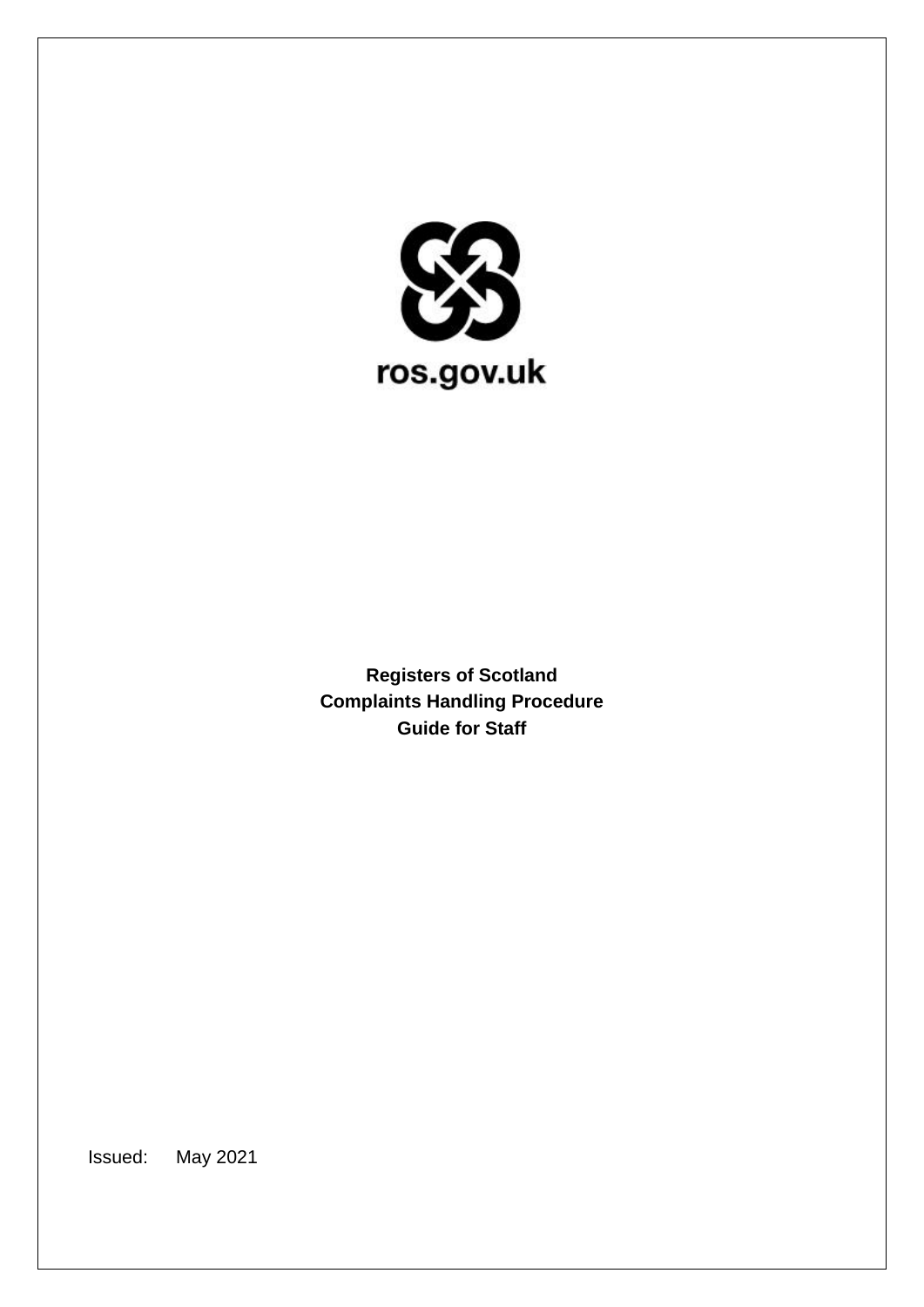ros.gov.uk

**Registers of Scotland**
**Complaints Handling Procedure**
**Guide for Staff**

Issued: May 2021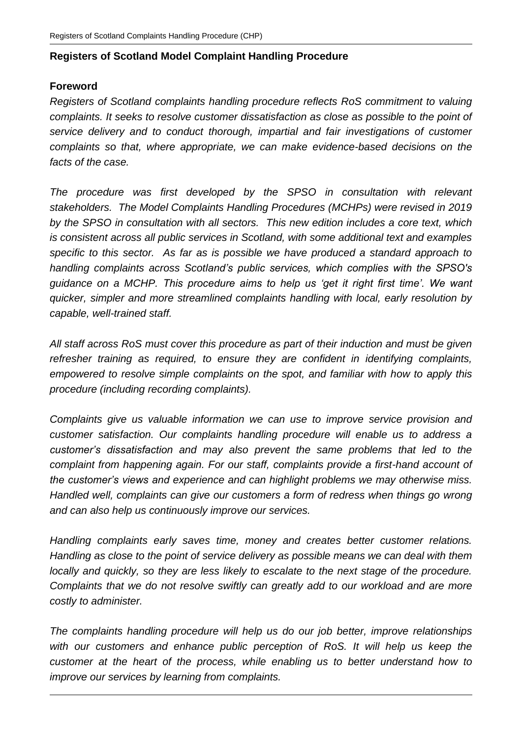**Registers of Scotland Model Complaint Handling Procedure**

**Foreword**

*Registers of Scotland complaints handling procedure reflects RoS commitment to valuing complaints. It seeks to resolve customer dissatisfaction as close as possible to the point of service delivery and to conduct thorough, impartial and fair investigations of customer complaints so that, where appropriate, we can make evidence-based decisions on the facts of the case.*

*The procedure was first developed by the SPSO in consultation with relevant stakeholders. The Model Complaints Handling Procedures (MCHPs) were revised in 2019 by the SPSO in consultation with all sectors. This new edition includes a core text, which is consistent across all public services in Scotland, with some additional text and examples specific to this sector. As far as is possible we have produced a standard approach to handling complaints across Scotland's public services, which complies with the SPSO's guidance on a MCHP. This procedure aims to help us 'get it right first time'. We want quicker, simpler and more streamlined complaints handling with local, early resolution by capable, well-trained staff.*

*All staff across RoS must cover this procedure as part of their induction and must be given refresher training as required, to ensure they are confident in identifying complaints, empowered to resolve simple complaints on the spot, and familiar with how to apply this procedure (including recording complaints).*

*Complaints give us valuable information we can use to improve service provision and customer satisfaction. Our complaints handling procedure will enable us to address a customer's dissatisfaction and may also prevent the same problems that led to the complaint from happening again. For our staff, complaints provide a first-hand account of the customer's views and experience and can highlight problems we may otherwise miss. Handled well, complaints can give our customers a form of redress when things go wrong and can also help us continuously improve our services.*

*Handling complaints early saves time, money and creates better customer relations. Handling as close to the point of service delivery as possible means we can deal with them locally and quickly, so they are less likely to escalate to the next stage of the procedure. Complaints that we do not resolve swiftly can greatly add to our workload and are more costly to administer.*

*The complaints handling procedure will help us do our job better, improve relationships with our customers and enhance public perception of RoS. It will help us keep the customer at the heart of the process, while enabling us to better understand how to improve our services by learning from complaints.*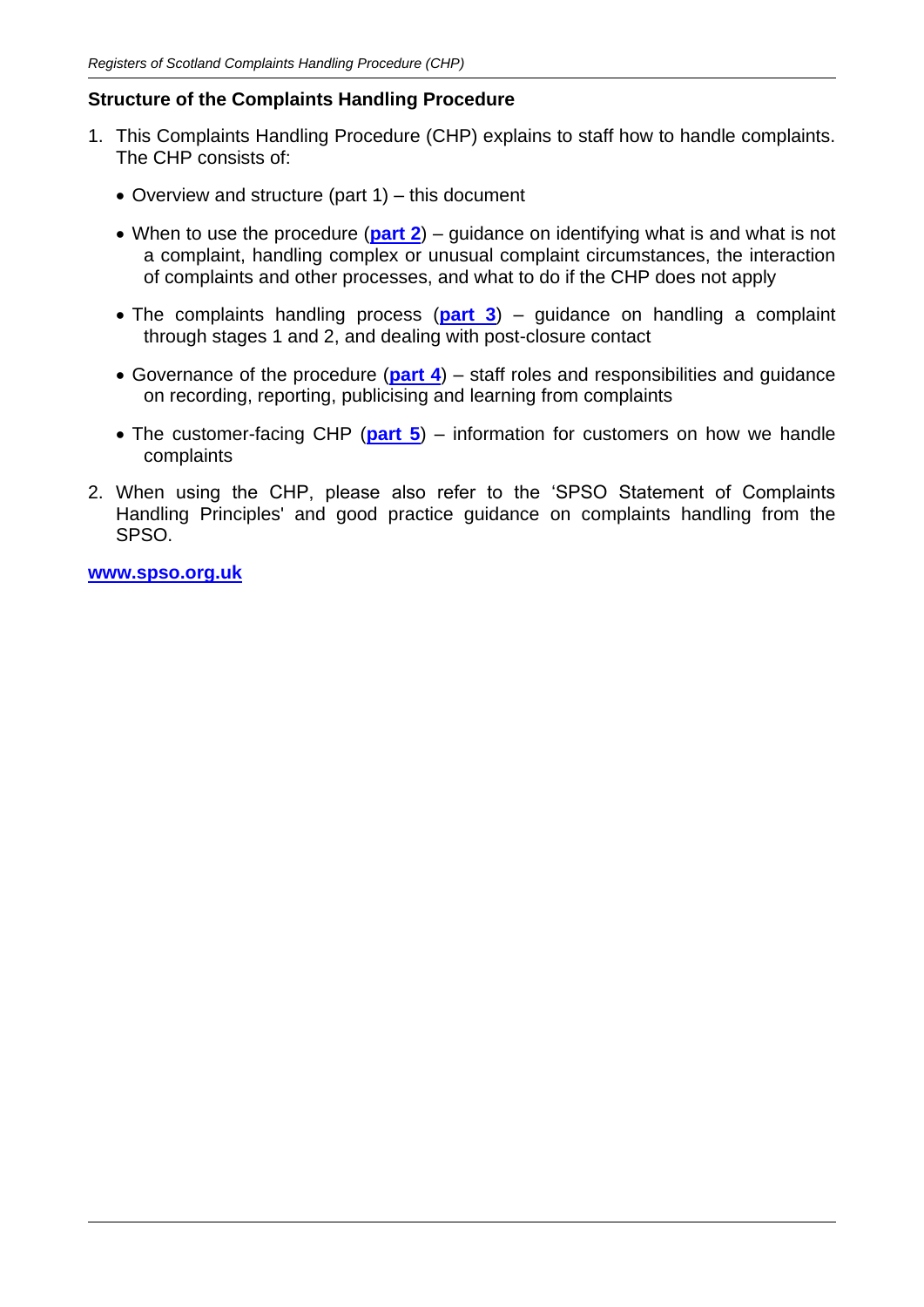## Structure of the Complaints Handling Procedure

1. This Complaints Handling Procedure (CHP) explains to staff how to handle complaints. The CHP consists of:

   - Overview and structure (part 1) – this document
   - When to use the procedure (**part 2**) – guidance on identifying what is and what is not a complaint, handling complex or unusual complaint circumstances, the interaction of complaints and other processes, and what to do if the CHP does not apply
   - The complaints handling process (**part 3**) – guidance on handling a complaint through stages 1 and 2, and dealing with post-closure contact
   - Governance of the procedure (**part 4**) – staff roles and responsibilities and guidance on recording, reporting, publicising and learning from complaints
   - The customer-facing CHP (**part 5**) – information for customers on how we handle complaints

2. When using the CHP, please also refer to the 'SPSO Statement of Complaints Handling Principles' and good practice guidance on complaints handling from the SPSO.

**www.spso.org.uk**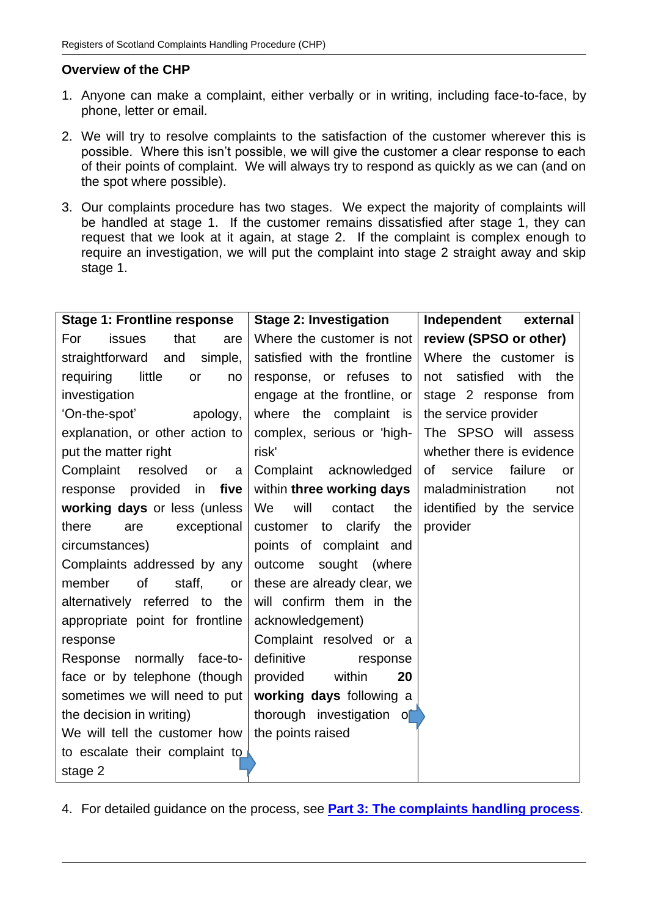## Overview of the CHP

1. Anyone can make a complaint, either verbally or in writing, including face-to-face, by phone, letter or email.

2. We will try to resolve complaints to the satisfaction of the customer wherever this is possible. Where this isn't possible, we will give the customer a clear response to each of their points of complaint. We will always try to respond as quickly as we can (and on the spot where possible).

3. Our complaints procedure has two stages. We expect the majority of complaints will be handled at stage 1. If the customer remains dissatisfied after stage 1, they can request that we look at it again, at stage 2. If the complaint is complex enough to require an investigation, we will put the complaint into stage 2 straight away and skip stage 1.

| Stage 1: Frontline response | Stage 2: Investigation | Independent external review (SPSO or other) |
|---|---|---|
| For issues that are straightforward and simple, requiring little or no investigation<br>'On-the-spot' apology, explanation, or other action to put the matter right<br>Complaint resolved or a response provided in **five working days** or less (unless there are exceptional circumstances)<br>Complaints addressed by any member of staff, or alternatively referred to the appropriate point for frontline response<br>Response normally face-to-face or by telephone (though sometimes we will need to put the decision in writing)<br>We will tell the customer how to escalate their complaint to stage 2 | Where the customer is not satisfied with the frontline response, or refuses to engage at the frontline, or where the complaint is complex, serious or 'high-risk'<br>Complaint acknowledged within **three working days**<br>We will contact the customer to clarify the points of complaint and outcome sought (where these are already clear, we will confirm them in the acknowledgement)<br>Complaint resolved or a definitive response provided within **20 working days** following a thorough investigation of the points raised | Where the customer is not satisfied with the stage 2 response from the service provider<br>The SPSO will assess whether there is evidence of service failure or maladministration not identified by the service provider |

4. For detailed guidance on the process, see **Part 3: The complaints handling process**.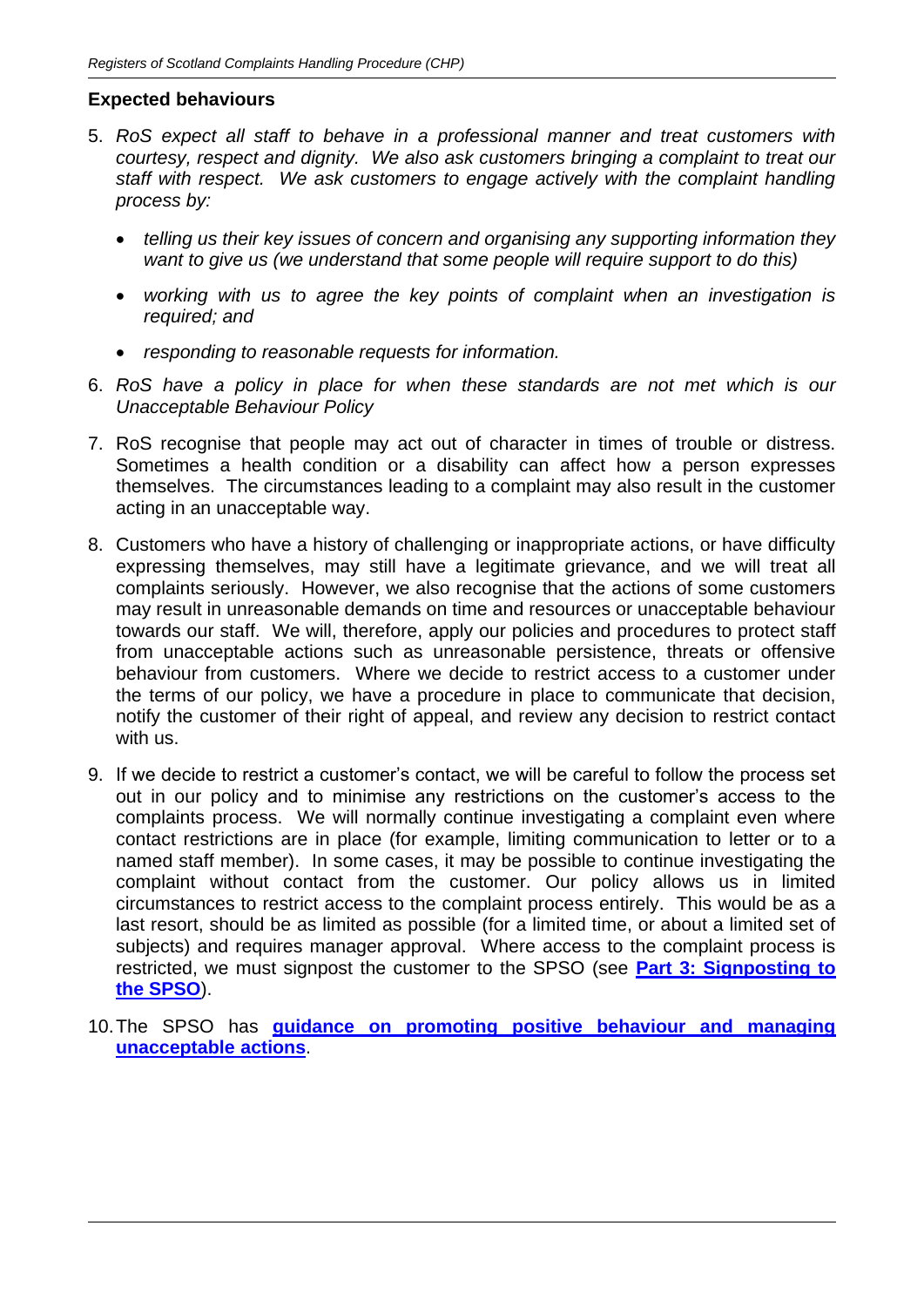## Expected behaviours

5. *RoS expect all staff to behave in a professional manner and treat customers with courtesy, respect and dignity. We also ask customers bringing a complaint to treat our staff with respect. We ask customers to engage actively with the complaint handling process by:*

   - *telling us their key issues of concern and organising any supporting information they want to give us (we understand that some people will require support to do this)*
   - *working with us to agree the key points of complaint when an investigation is required; and*
   - *responding to reasonable requests for information.*

6. *RoS have a policy in place for when these standards are not met which is our Unacceptable Behaviour Policy*

7. RoS recognise that people may act out of character in times of trouble or distress. Sometimes a health condition or a disability can affect how a person expresses themselves. The circumstances leading to a complaint may also result in the customer acting in an unacceptable way.

8. Customers who have a history of challenging or inappropriate actions, or have difficulty expressing themselves, may still have a legitimate grievance, and we will treat all complaints seriously. However, we also recognise that the actions of some customers may result in unreasonable demands on time and resources or unacceptable behaviour towards our staff. We will, therefore, apply our policies and procedures to protect staff from unacceptable actions such as unreasonable persistence, threats or offensive behaviour from customers. Where we decide to restrict access to a customer under the terms of our policy, we have a procedure in place to communicate that decision, notify the customer of their right of appeal, and review any decision to restrict contact with us.

9. If we decide to restrict a customer's contact, we will be careful to follow the process set out in our policy and to minimise any restrictions on the customer's access to the complaints process. We will normally continue investigating a complaint even where contact restrictions are in place (for example, limiting communication to letter or to a named staff member). In some cases, it may be possible to continue investigating the complaint without contact from the customer. Our policy allows us in limited circumstances to restrict access to the complaint process entirely. This would be as a last resort, should be as limited as possible (for a limited time, or about a limited set of subjects) and requires manager approval. Where access to the complaint process is restricted, we must signpost the customer to the SPSO (see **Part 3: Signposting to the SPSO**).

10. The SPSO has **guidance on promoting positive behaviour and managing unacceptable actions**.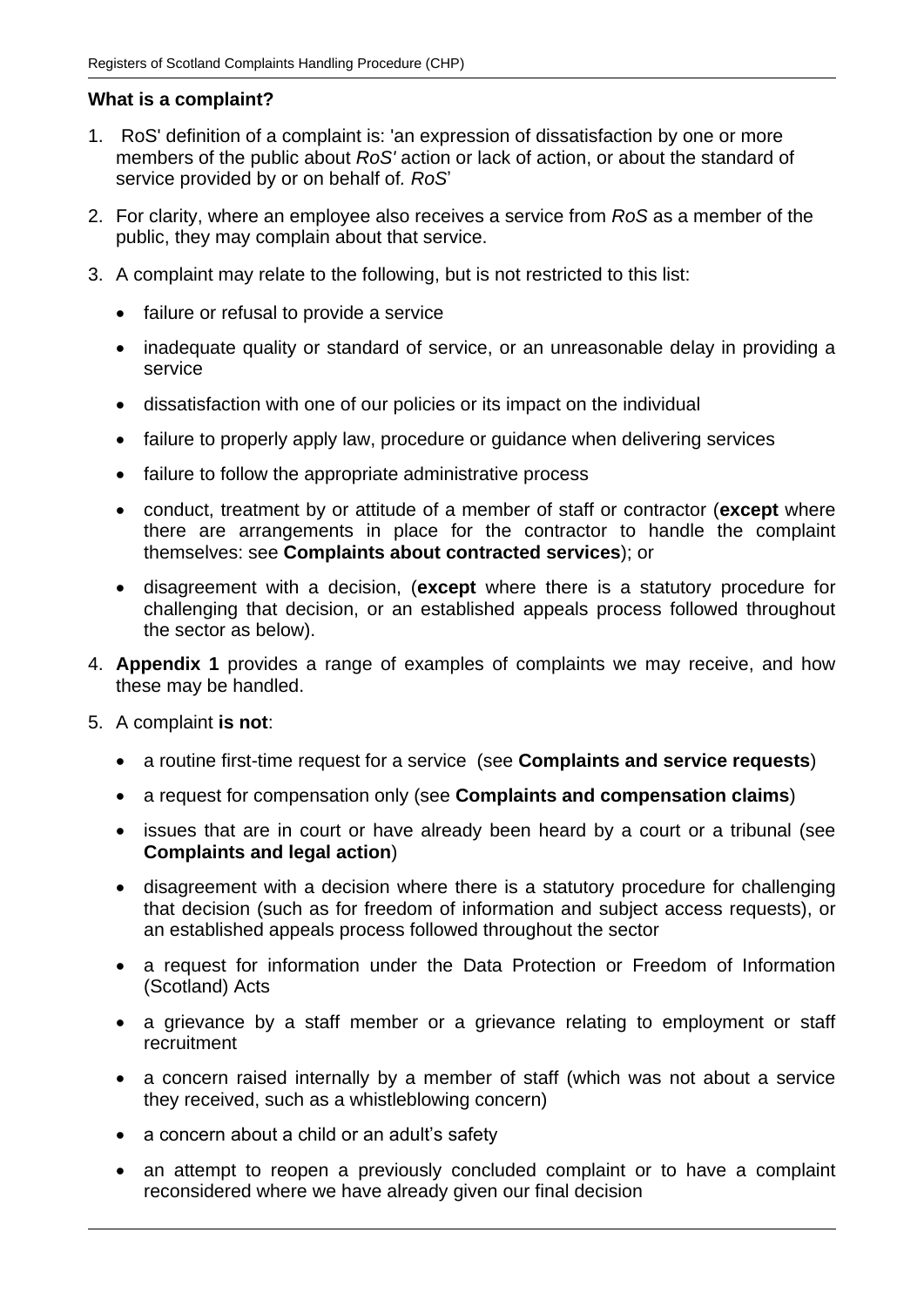### What is a complaint?

1. RoS' definition of a complaint is: 'an expression of dissatisfaction by one or more members of the public about *RoS'* action or lack of action, or about the standard of service provided by or on behalf of *RoS*'
2. For clarity, where an employee also receives a service from *RoS* as a member of the public, they may complain about that service.
3. A complaint may relate to the following, but is not restricted to this list:
   - failure or refusal to provide a service
   - inadequate quality or standard of service, or an unreasonable delay in providing a service
   - dissatisfaction with one of our policies or its impact on the individual
   - failure to properly apply law, procedure or guidance when delivering services
   - failure to follow the appropriate administrative process
   - conduct, treatment by or attitude of a member of staff or contractor (**except** where there are arrangements in place for the contractor to handle the complaint themselves: see **Complaints about contracted services**); or
   - disagreement with a decision, (**except** where there is a statutory procedure for challenging that decision, or an established appeals process followed throughout the sector as below).
4. **Appendix 1** provides a range of examples of complaints we may receive, and how these may be handled.
5. A complaint **is not**:
   - a routine first-time request for a service (see **Complaints and service requests**)
   - a request for compensation only (see **Complaints and compensation claims**)
   - issues that are in court or have already been heard by a court or a tribunal (see **Complaints and legal action**)
   - disagreement with a decision where there is a statutory procedure for challenging that decision (such as for freedom of information and subject access requests), or an established appeals process followed throughout the sector
   - a request for information under the Data Protection or Freedom of Information (Scotland) Acts
   - a grievance by a staff member or a grievance relating to employment or staff recruitment
   - a concern raised internally by a member of staff (which was not about a service they received, such as a whistleblowing concern)
   - a concern about a child or an adult's safety
   - an attempt to reopen a previously concluded complaint or to have a complaint reconsidered where we have already given our final decision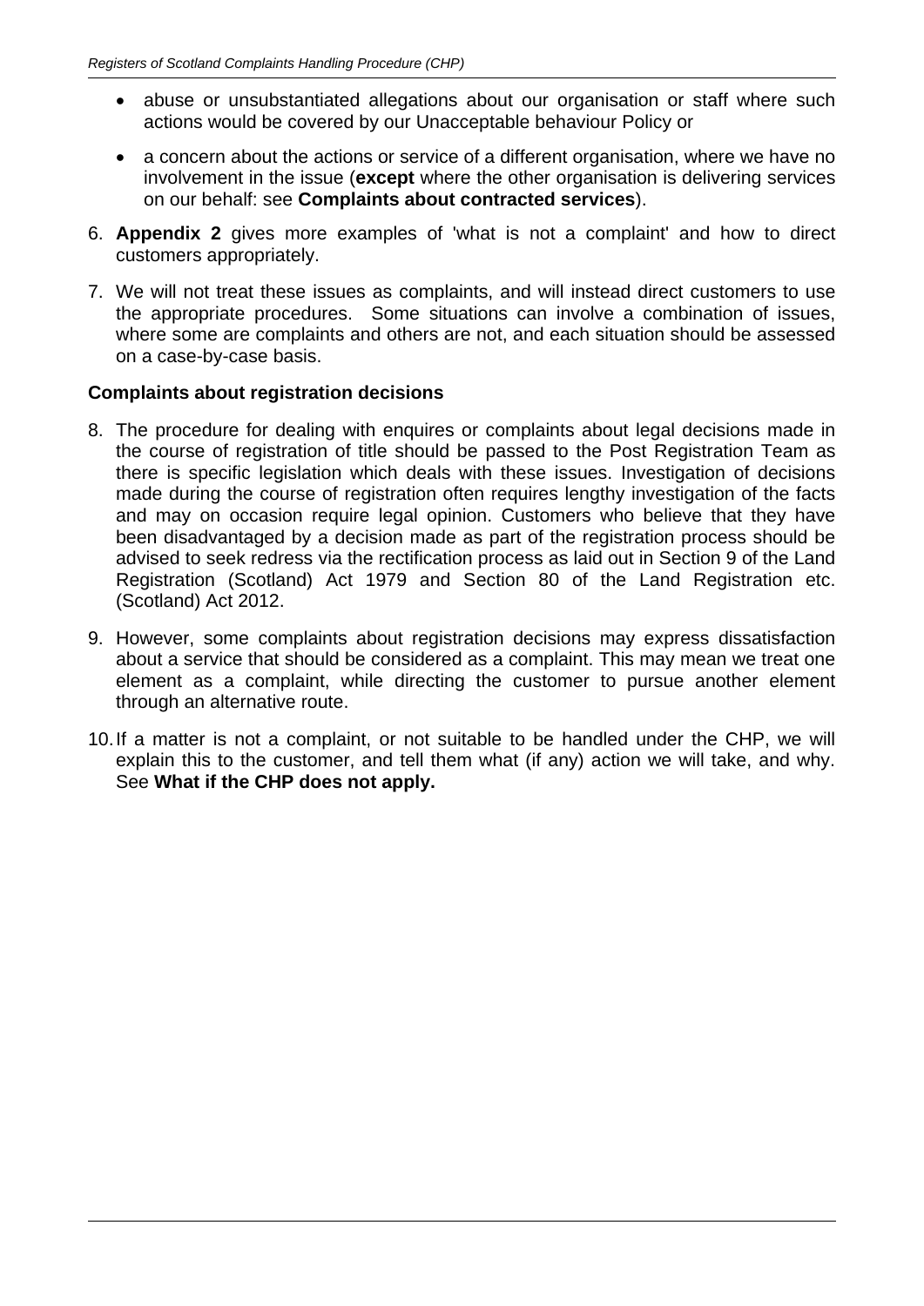- abuse or unsubstantiated allegations about our organisation or staff where such actions would be covered by our Unacceptable behaviour Policy or
- a concern about the actions or service of a different organisation, where we have no involvement in the issue (**except** where the other organisation is delivering services on our behalf: see **Complaints about contracted services**).

6. **Appendix 2** gives more examples of 'what is not a complaint' and how to direct customers appropriately.
7. We will not treat these issues as complaints, and will instead direct customers to use the appropriate procedures. Some situations can involve a combination of issues, where some are complaints and others are not, and each situation should be assessed on a case-by-case basis.

**Complaints about registration decisions**

8. The procedure for dealing with enquires or complaints about legal decisions made in the course of registration of title should be passed to the Post Registration Team as there is specific legislation which deals with these issues. Investigation of decisions made during the course of registration often requires lengthy investigation of the facts and may on occasion require legal opinion. Customers who believe that they have been disadvantaged by a decision made as part of the registration process should be advised to seek redress via the rectification process as laid out in Section 9 of the Land Registration (Scotland) Act 1979 and Section 80 of the Land Registration etc. (Scotland) Act 2012.
9. However, some complaints about registration decisions may express dissatisfaction about a service that should be considered as a complaint. This may mean we treat one element as a complaint, while directing the customer to pursue another element through an alternative route.
10. If a matter is not a complaint, or not suitable to be handled under the CHP, we will explain this to the customer, and tell them what (if any) action we will take, and why. See **What if the CHP does not apply.**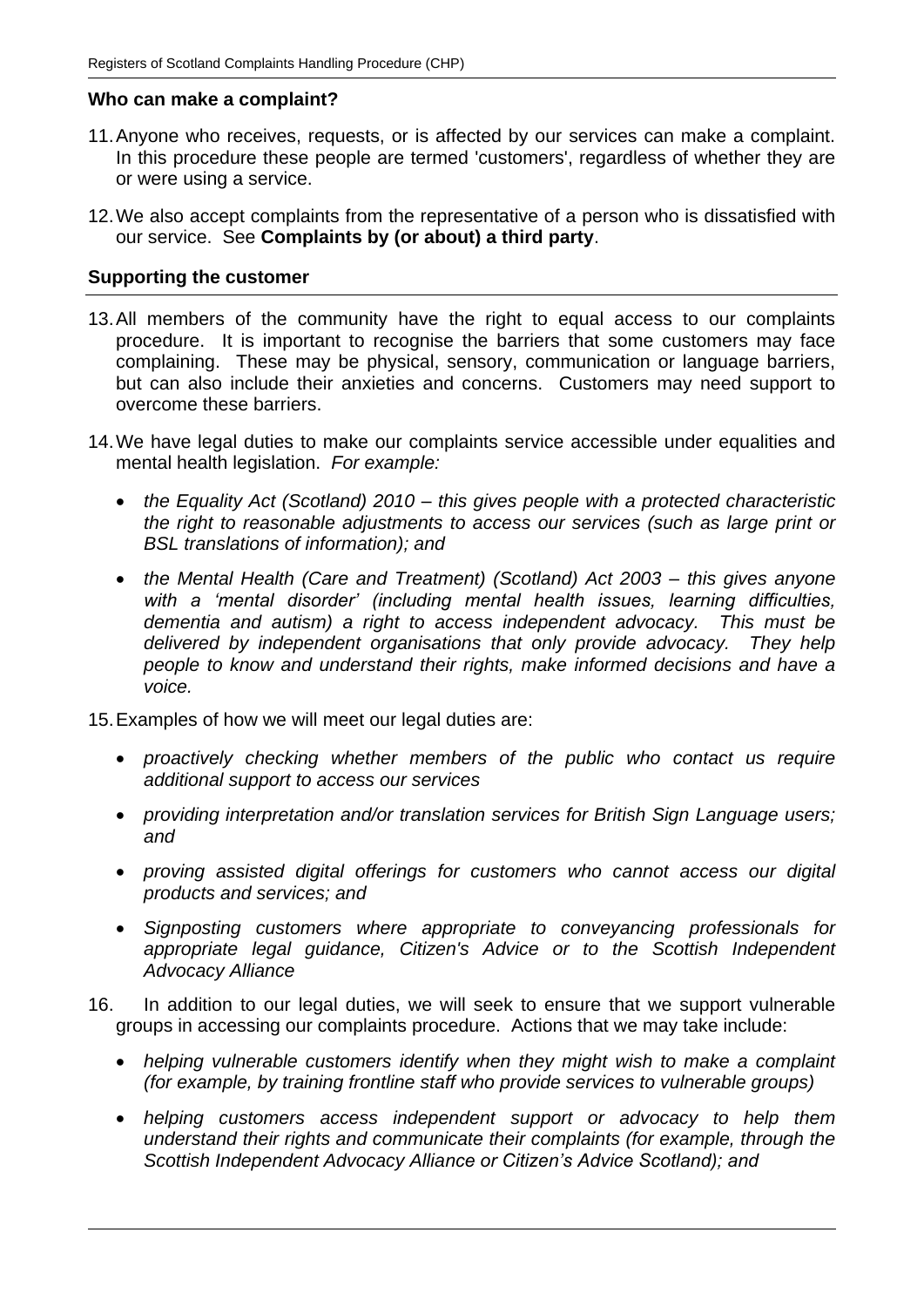### Who can make a complaint?

11. Anyone who receives, requests, or is affected by our services can make a complaint. In this procedure these people are termed 'customers', regardless of whether they are or were using a service.

12. We also accept complaints from the representative of a person who is dissatisfied with our service. See **Complaints by (or about) a third party**.

### Supporting the customer

13. All members of the community have the right to equal access to our complaints procedure. It is important to recognise the barriers that some customers may face complaining. These may be physical, sensory, communication or language barriers, but can also include their anxieties and concerns. Customers may need support to overcome these barriers.

14. We have legal duties to make our complaints service accessible under equalities and mental health legislation. *For example:*

    - *the Equality Act (Scotland) 2010 – this gives people with a protected characteristic the right to reasonable adjustments to access our services (such as large print or BSL translations of information); and*
    - *the Mental Health (Care and Treatment) (Scotland) Act 2003 – this gives anyone with a 'mental disorder' (including mental health issues, learning difficulties, dementia and autism) a right to access independent advocacy. This must be delivered by independent organisations that only provide advocacy. They help people to know and understand their rights, make informed decisions and have a voice.*

15. Examples of how we will meet our legal duties are:

    - *proactively checking whether members of the public who contact us require additional support to access our services*
    - *providing interpretation and/or translation services for British Sign Language users; and*
    - *proving assisted digital offerings for customers who cannot access our digital products and services; and*
    - *Signposting customers where appropriate to conveyancing professionals for appropriate legal guidance, Citizen's Advice or to the Scottish Independent Advocacy Alliance*

16. In addition to our legal duties, we will seek to ensure that we support vulnerable groups in accessing our complaints procedure. Actions that we may take include:

    - *helping vulnerable customers identify when they might wish to make a complaint (for example, by training frontline staff who provide services to vulnerable groups)*
    - *helping customers access independent support or advocacy to help them understand their rights and communicate their complaints (for example, through the Scottish Independent Advocacy Alliance or Citizen's Advice Scotland); and*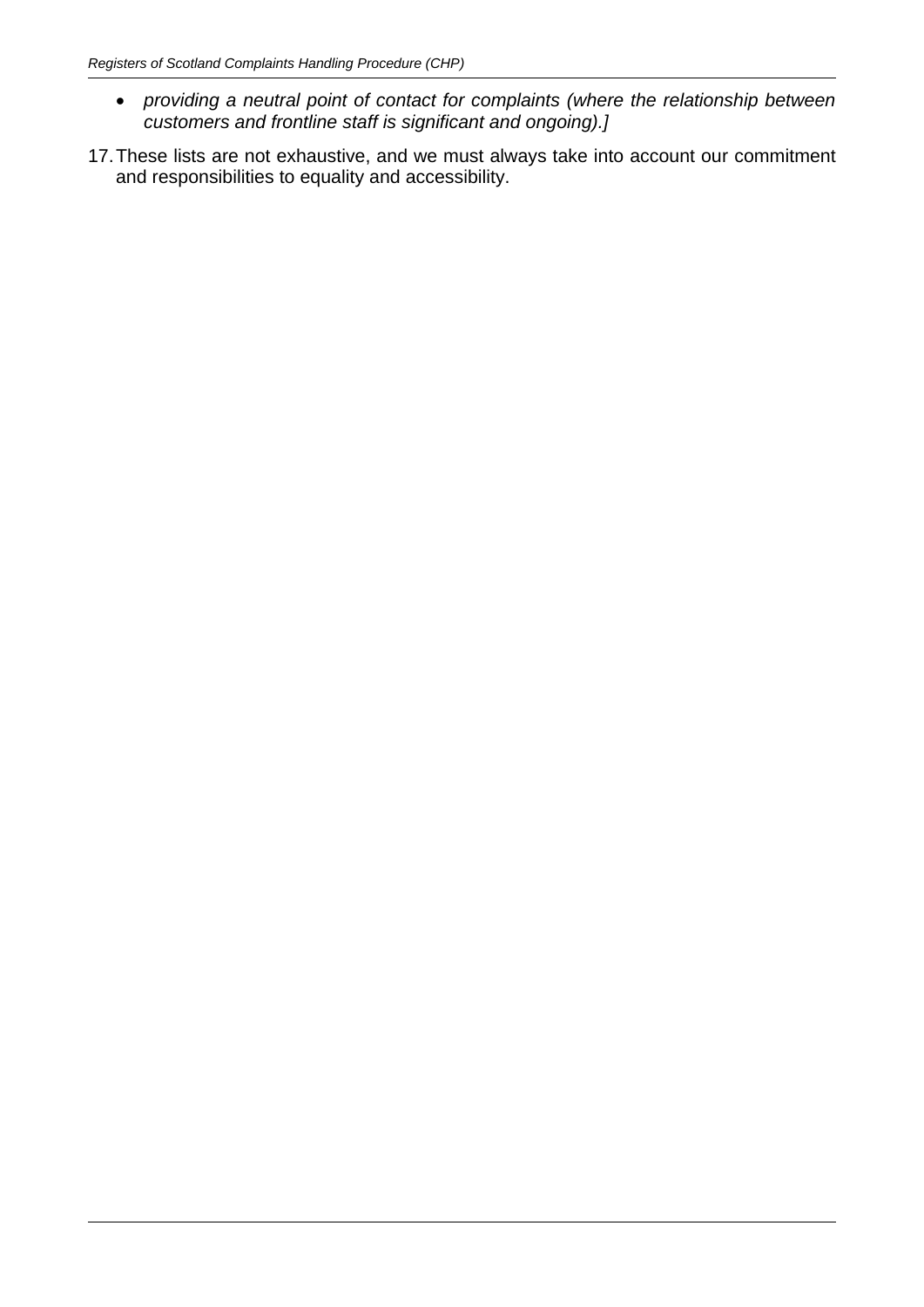- *providing a neutral point of contact for complaints (where the relationship between customers and frontline staff is significant and ongoing).]*

17. These lists are not exhaustive, and we must always take into account our commitment and responsibilities to equality and accessibility.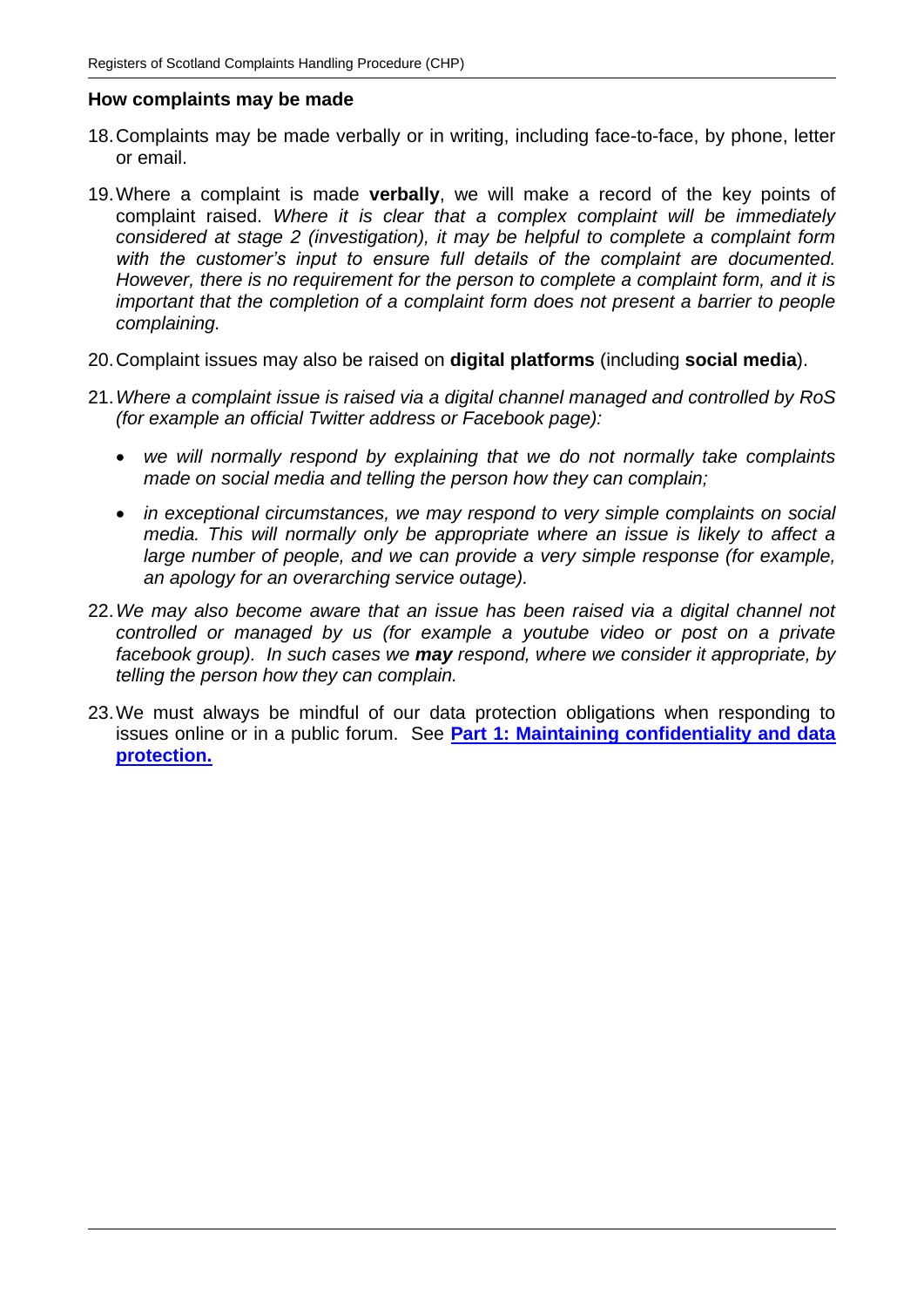## How complaints may be made

18. Complaints may be made verbally or in writing, including face-to-face, by phone, letter or email.

19. Where a complaint is made **verbally**, we will make a record of the key points of complaint raised. *Where it is clear that a complex complaint will be immediately considered at stage 2 (investigation), it may be helpful to complete a complaint form with the customer's input to ensure full details of the complaint are documented. However, there is no requirement for the person to complete a complaint form, and it is important that the completion of a complaint form does not present a barrier to people complaining.*

20. Complaint issues may also be raised on **digital platforms** (including **social media**).

21. *Where a complaint issue is raised via a digital channel managed and controlled by RoS (for example an official Twitter address or Facebook page):*

    - *we will normally respond by explaining that we do not normally take complaints made on social media and telling the person how they can complain;*
    - *in exceptional circumstances, we may respond to very simple complaints on social media. This will normally only be appropriate where an issue is likely to affect a large number of people, and we can provide a very simple response (for example, an apology for an overarching service outage).*

22. *We may also become aware that an issue has been raised via a digital channel not controlled or managed by us (for example a youtube video or post on a private facebook group). In such cases we* ***may*** *respond, where we consider it appropriate, by telling the person how they can complain.*

23. We must always be mindful of our data protection obligations when responding to issues online or in a public forum. See **Part 1: Maintaining confidentiality and data protection.**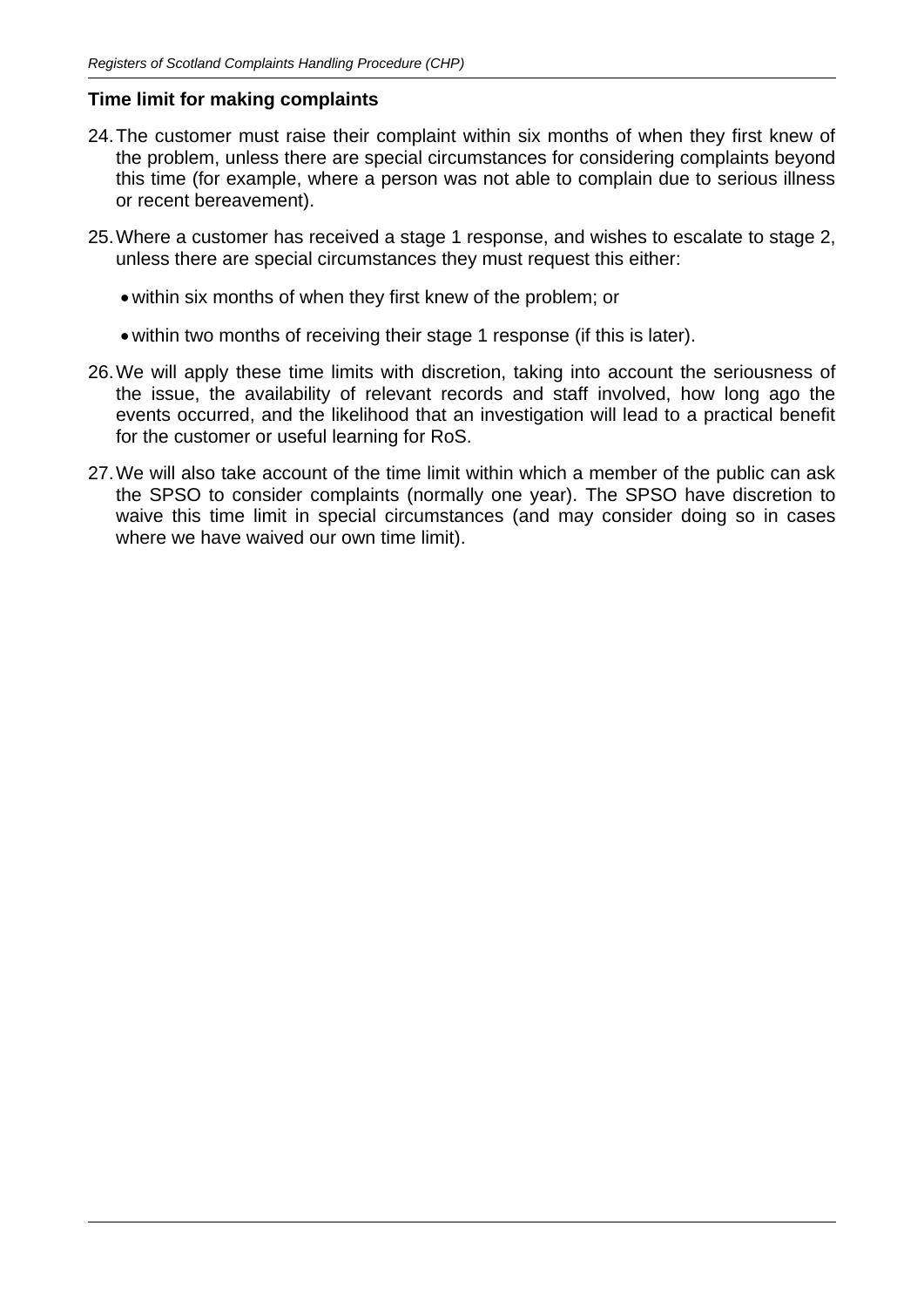### Time limit for making complaints

24. The customer must raise their complaint within six months of when they first knew of the problem, unless there are special circumstances for considering complaints beyond this time (for example, where a person was not able to complain due to serious illness or recent bereavement).

25. Where a customer has received a stage 1 response, and wishes to escalate to stage 2, unless there are special circumstances they must request this either:

    - within six months of when they first knew of the problem; or
    - within two months of receiving their stage 1 response (if this is later).

26. We will apply these time limits with discretion, taking into account the seriousness of the issue, the availability of relevant records and staff involved, how long ago the events occurred, and the likelihood that an investigation will lead to a practical benefit for the customer or useful learning for RoS.

27. We will also take account of the time limit within which a member of the public can ask the SPSO to consider complaints (normally one year). The SPSO have discretion to waive this time limit in special circumstances (and may consider doing so in cases where we have waived our own time limit).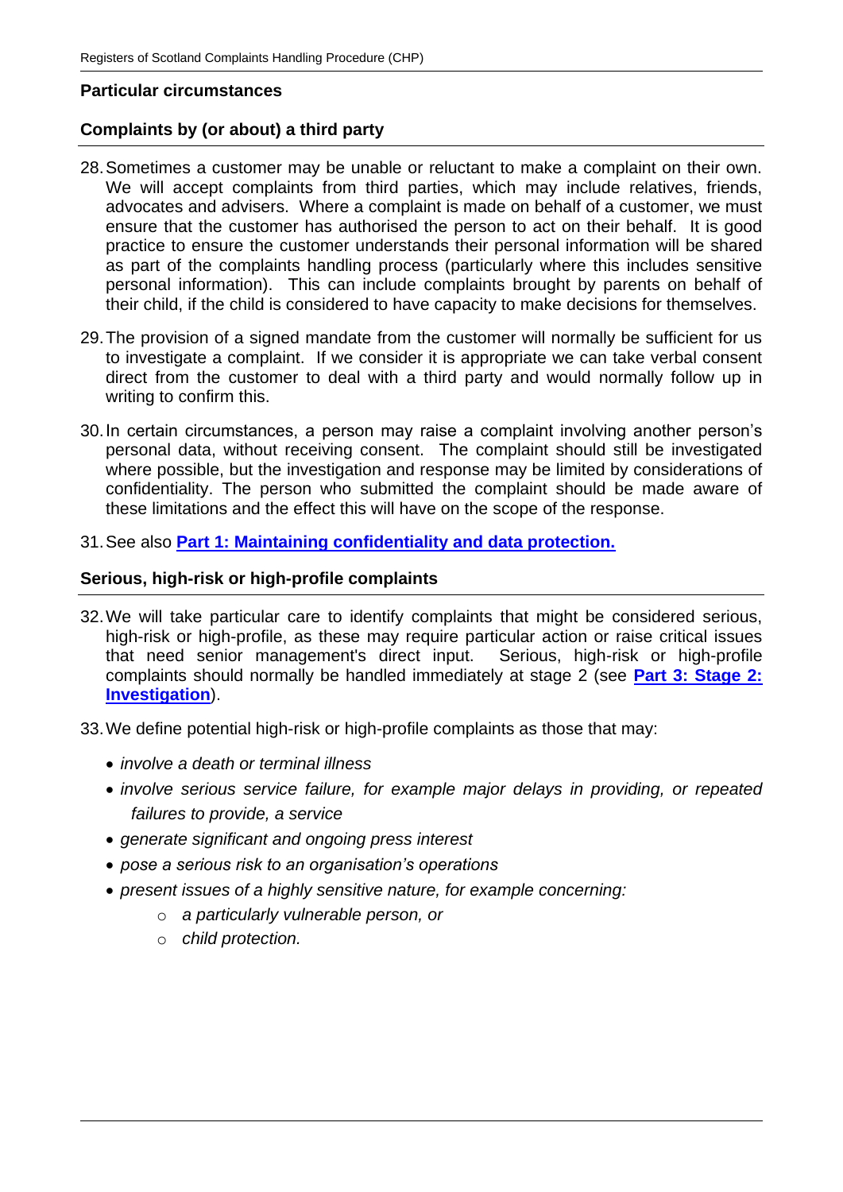## Particular circumstances

### Complaints by (or about) a third party

28. Sometimes a customer may be unable or reluctant to make a complaint on their own. We will accept complaints from third parties, which may include relatives, friends, advocates and advisers. Where a complaint is made on behalf of a customer, we must ensure that the customer has authorised the person to act on their behalf. It is good practice to ensure the customer understands their personal information will be shared as part of the complaints handling process (particularly where this includes sensitive personal information). This can include complaints brought by parents on behalf of their child, if the child is considered to have capacity to make decisions for themselves.

29. The provision of a signed mandate from the customer will normally be sufficient for us to investigate a complaint. If we consider it is appropriate we can take verbal consent direct from the customer to deal with a third party and would normally follow up in writing to confirm this.

30. In certain circumstances, a person may raise a complaint involving another person's personal data, without receiving consent. The complaint should still be investigated where possible, but the investigation and response may be limited by considerations of confidentiality. The person who submitted the complaint should be made aware of these limitations and the effect this will have on the scope of the response.

31. See also **Part 1: Maintaining confidentiality and data protection.**

### Serious, high-risk or high-profile complaints

32. We will take particular care to identify complaints that might be considered serious, high-risk or high-profile, as these may require particular action or raise critical issues that need senior management's direct input. Serious, high-risk or high-profile complaints should normally be handled immediately at stage 2 (see **Part 3: Stage 2: Investigation**).

33. We define potential high-risk or high-profile complaints as those that may:

- *involve a death or terminal illness*
- *involve serious service failure, for example major delays in providing, or repeated failures to provide, a service*
- *generate significant and ongoing press interest*
- *pose a serious risk to an organisation's operations*
- *present issues of a highly sensitive nature, for example concerning:*
  - *a particularly vulnerable person, or*
  - *child protection.*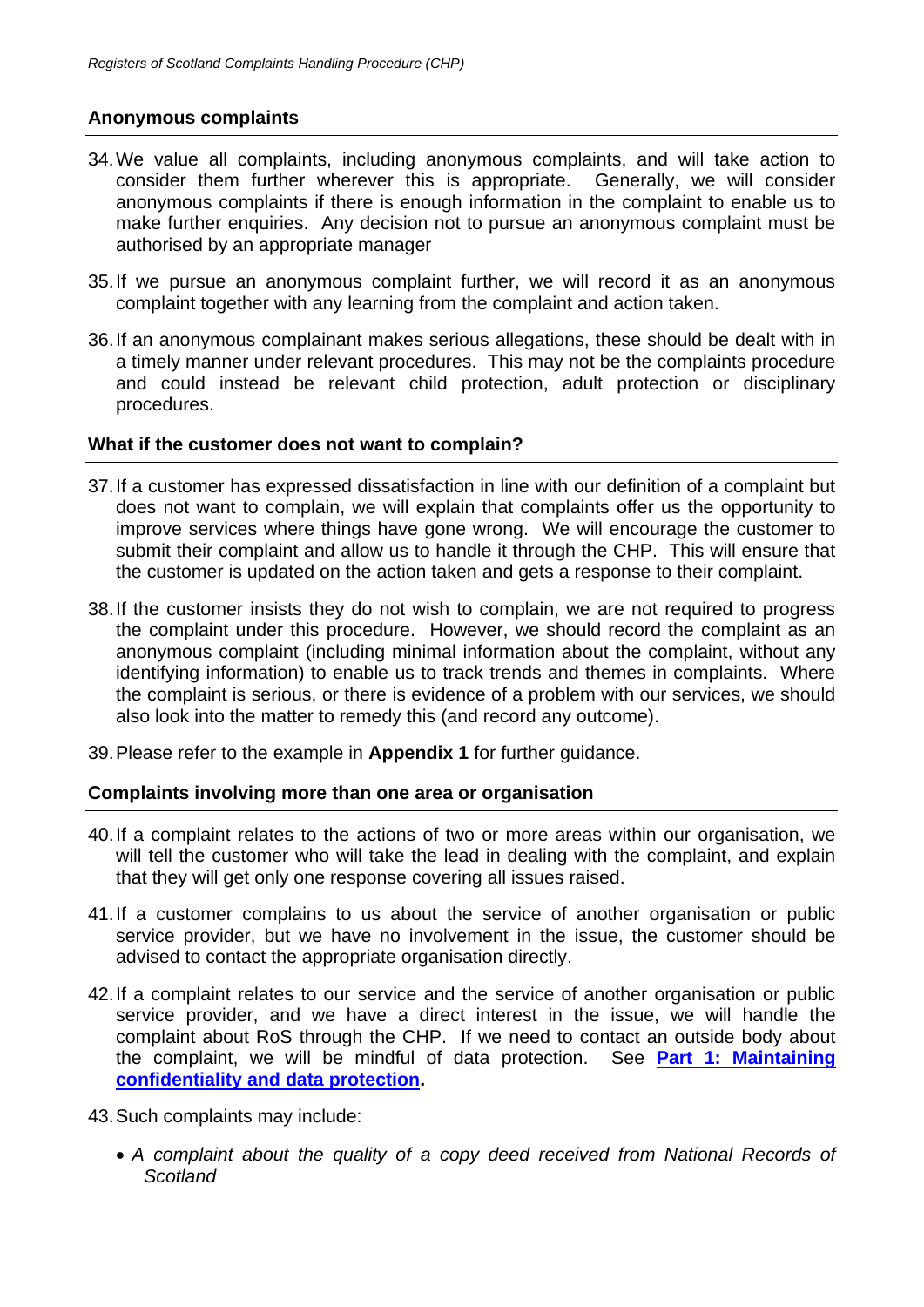### Anonymous complaints

34. We value all complaints, including anonymous complaints, and will take action to consider them further wherever this is appropriate. Generally, we will consider anonymous complaints if there is enough information in the complaint to enable us to make further enquiries. Any decision not to pursue an anonymous complaint must be authorised by an appropriate manager

35. If we pursue an anonymous complaint further, we will record it as an anonymous complaint together with any learning from the complaint and action taken.

36. If an anonymous complainant makes serious allegations, these should be dealt with in a timely manner under relevant procedures. This may not be the complaints procedure and could instead be relevant child protection, adult protection or disciplinary procedures.

### What if the customer does not want to complain?

37. If a customer has expressed dissatisfaction in line with our definition of a complaint but does not want to complain, we will explain that complaints offer us the opportunity to improve services where things have gone wrong. We will encourage the customer to submit their complaint and allow us to handle it through the CHP. This will ensure that the customer is updated on the action taken and gets a response to their complaint.

38. If the customer insists they do not wish to complain, we are not required to progress the complaint under this procedure. However, we should record the complaint as an anonymous complaint (including minimal information about the complaint, without any identifying information) to enable us to track trends and themes in complaints. Where the complaint is serious, or there is evidence of a problem with our services, we should also look into the matter to remedy this (and record any outcome).

39. Please refer to the example in **Appendix 1** for further guidance.

### Complaints involving more than one area or organisation

40. If a complaint relates to the actions of two or more areas within our organisation, we will tell the customer who will take the lead in dealing with the complaint, and explain that they will get only one response covering all issues raised.

41. If a customer complains to us about the service of another organisation or public service provider, but we have no involvement in the issue, the customer should be advised to contact the appropriate organisation directly.

42. If a complaint relates to our service and the service of another organisation or public service provider, and we have a direct interest in the issue, we will handle the complaint about RoS through the CHP. If we need to contact an outside body about the complaint, we will be mindful of data protection. See **Part 1: Maintaining confidentiality and data protection.**

43. Such complaints may include:

    - *A complaint about the quality of a copy deed received from National Records of Scotland*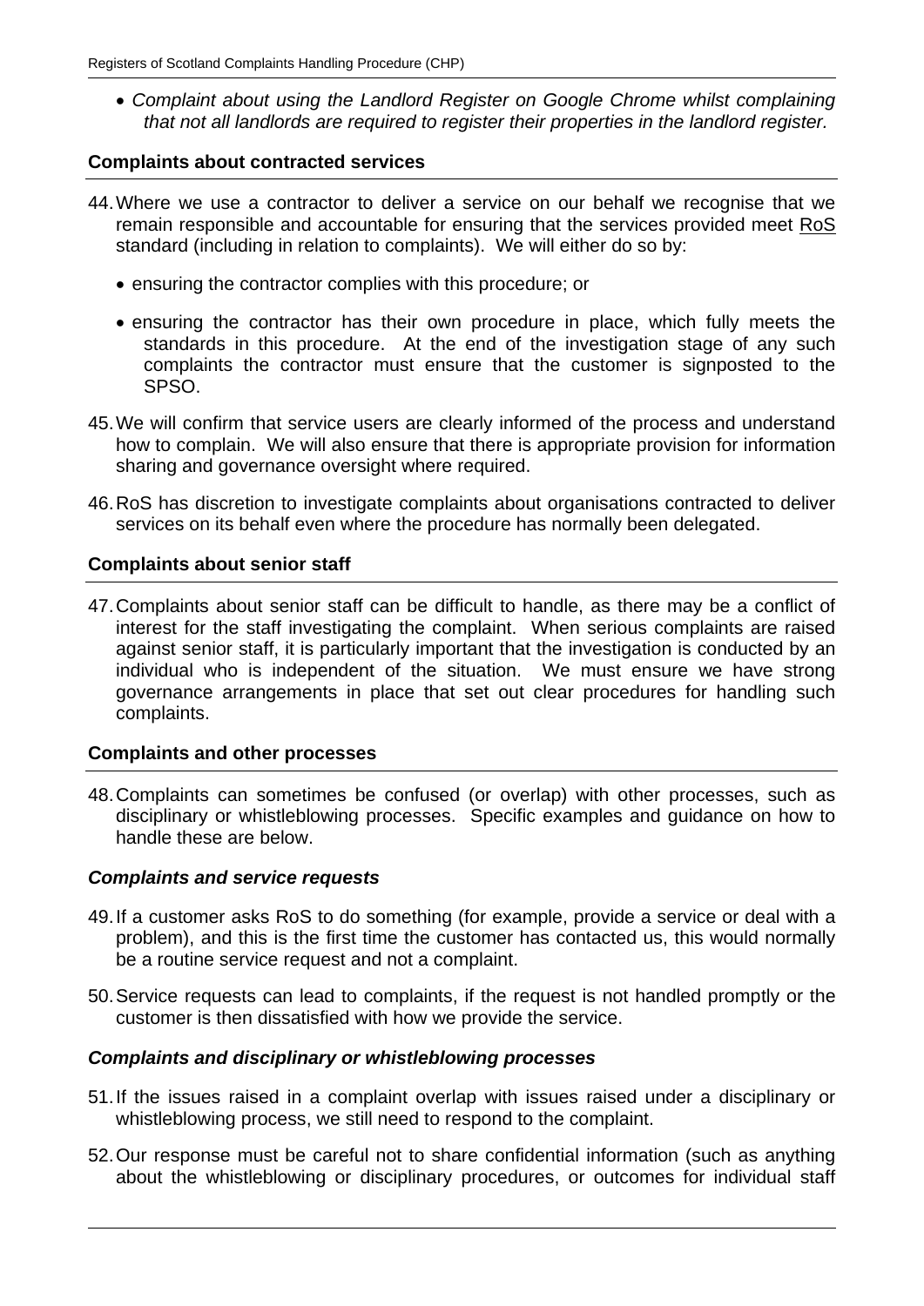- *Complaint about using the Landlord Register on Google Chrome whilst complaining that not all landlords are required to register their properties in the landlord register.*

### Complaints about contracted services

44. Where we use a contractor to deliver a service on our behalf we recognise that we remain responsible and accountable for ensuring that the services provided meet RoS standard (including in relation to complaints). We will either do so by:

    - ensuring the contractor complies with this procedure; or
    - ensuring the contractor has their own procedure in place, which fully meets the standards in this procedure. At the end of the investigation stage of any such complaints the contractor must ensure that the customer is signposted to the SPSO.

45. We will confirm that service users are clearly informed of the process and understand how to complain. We will also ensure that there is appropriate provision for information sharing and governance oversight where required.

46. RoS has discretion to investigate complaints about organisations contracted to deliver services on its behalf even where the procedure has normally been delegated.

### Complaints about senior staff

47. Complaints about senior staff can be difficult to handle, as there may be a conflict of interest for the staff investigating the complaint. When serious complaints are raised against senior staff, it is particularly important that the investigation is conducted by an individual who is independent of the situation. We must ensure we have strong governance arrangements in place that set out clear procedures for handling such complaints.

### Complaints and other processes

48. Complaints can sometimes be confused (or overlap) with other processes, such as disciplinary or whistleblowing processes. Specific examples and guidance on how to handle these are below.

#### *Complaints and service requests*

49. If a customer asks RoS to do something (for example, provide a service or deal with a problem), and this is the first time the customer has contacted us, this would normally be a routine service request and not a complaint.

50. Service requests can lead to complaints, if the request is not handled promptly or the customer is then dissatisfied with how we provide the service.

#### *Complaints and disciplinary or whistleblowing processes*

51. If the issues raised in a complaint overlap with issues raised under a disciplinary or whistleblowing process, we still need to respond to the complaint.

52. Our response must be careful not to share confidential information (such as anything about the whistleblowing or disciplinary procedures, or outcomes for individual staff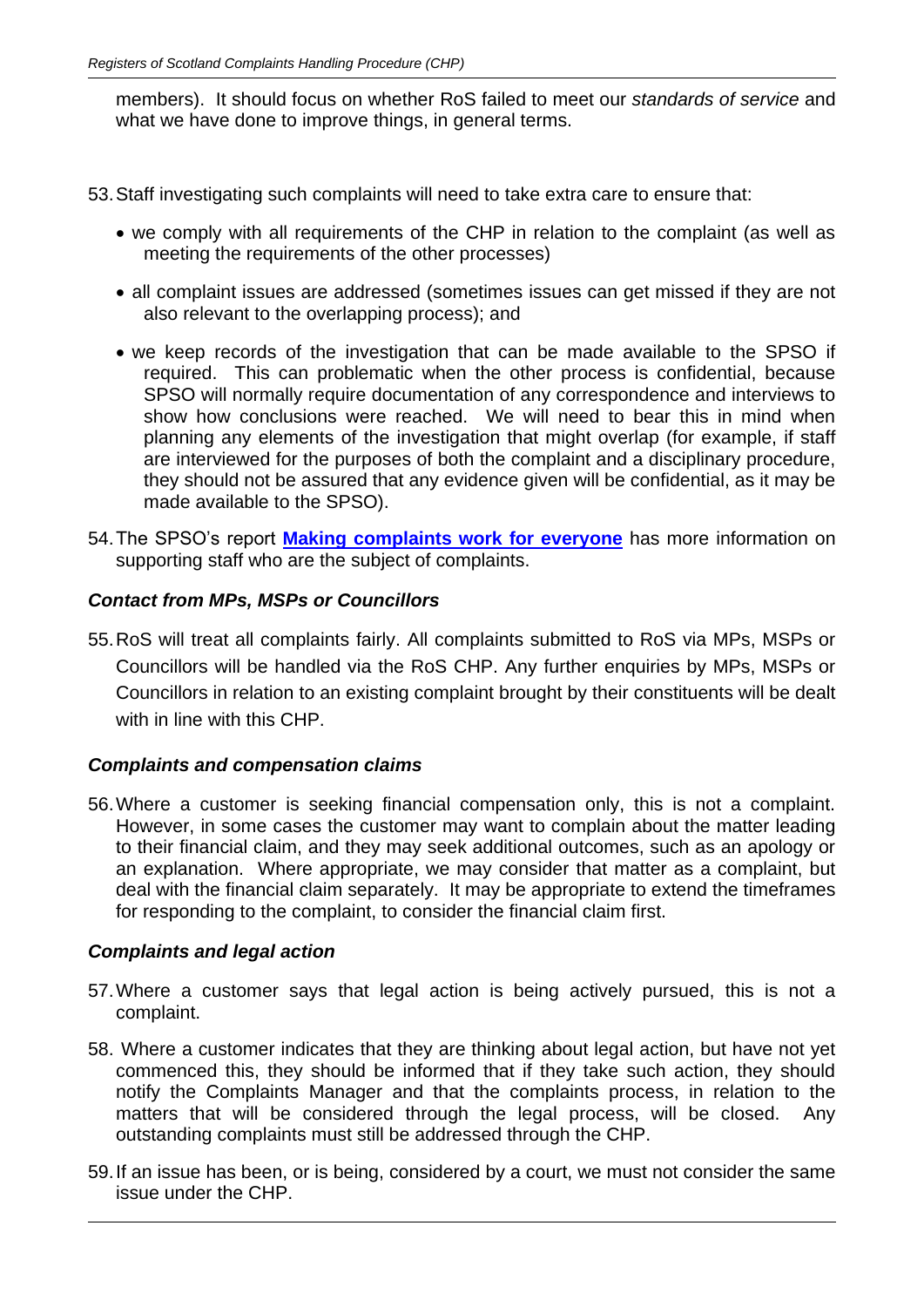members). It should focus on whether RoS failed to meet our *standards of service* and what we have done to improve things, in general terms.

53. Staff investigating such complaints will need to take extra care to ensure that:

- we comply with all requirements of the CHP in relation to the complaint (as well as meeting the requirements of the other processes)
- all complaint issues are addressed (sometimes issues can get missed if they are not also relevant to the overlapping process); and
- we keep records of the investigation that can be made available to the SPSO if required. This can problematic when the other process is confidential, because SPSO will normally require documentation of any correspondence and interviews to show how conclusions were reached. We will need to bear this in mind when planning any elements of the investigation that might overlap (for example, if staff are interviewed for the purposes of both the complaint and a disciplinary procedure, they should not be assured that any evidence given will be confidential, as it may be made available to the SPSO).

54. The SPSO's report **Making complaints work for everyone** has more information on supporting staff who are the subject of complaints.

### *Contact from MPs, MSPs or Councillors*

55. RoS will treat all complaints fairly. All complaints submitted to RoS via MPs, MSPs or Councillors will be handled via the RoS CHP. Any further enquiries by MPs, MSPs or Councillors in relation to an existing complaint brought by their constituents will be dealt with in line with this CHP.

### *Complaints and compensation claims*

56. Where a customer is seeking financial compensation only, this is not a complaint. However, in some cases the customer may want to complain about the matter leading to their financial claim, and they may seek additional outcomes, such as an apology or an explanation. Where appropriate, we may consider that matter as a complaint, but deal with the financial claim separately. It may be appropriate to extend the timeframes for responding to the complaint, to consider the financial claim first.

### *Complaints and legal action*

57. Where a customer says that legal action is being actively pursued, this is not a complaint.

58. Where a customer indicates that they are thinking about legal action, but have not yet commenced this, they should be informed that if they take such action, they should notify the Complaints Manager and that the complaints process, in relation to the matters that will be considered through the legal process, will be closed. Any outstanding complaints must still be addressed through the CHP.

59. If an issue has been, or is being, considered by a court, we must not consider the same issue under the CHP.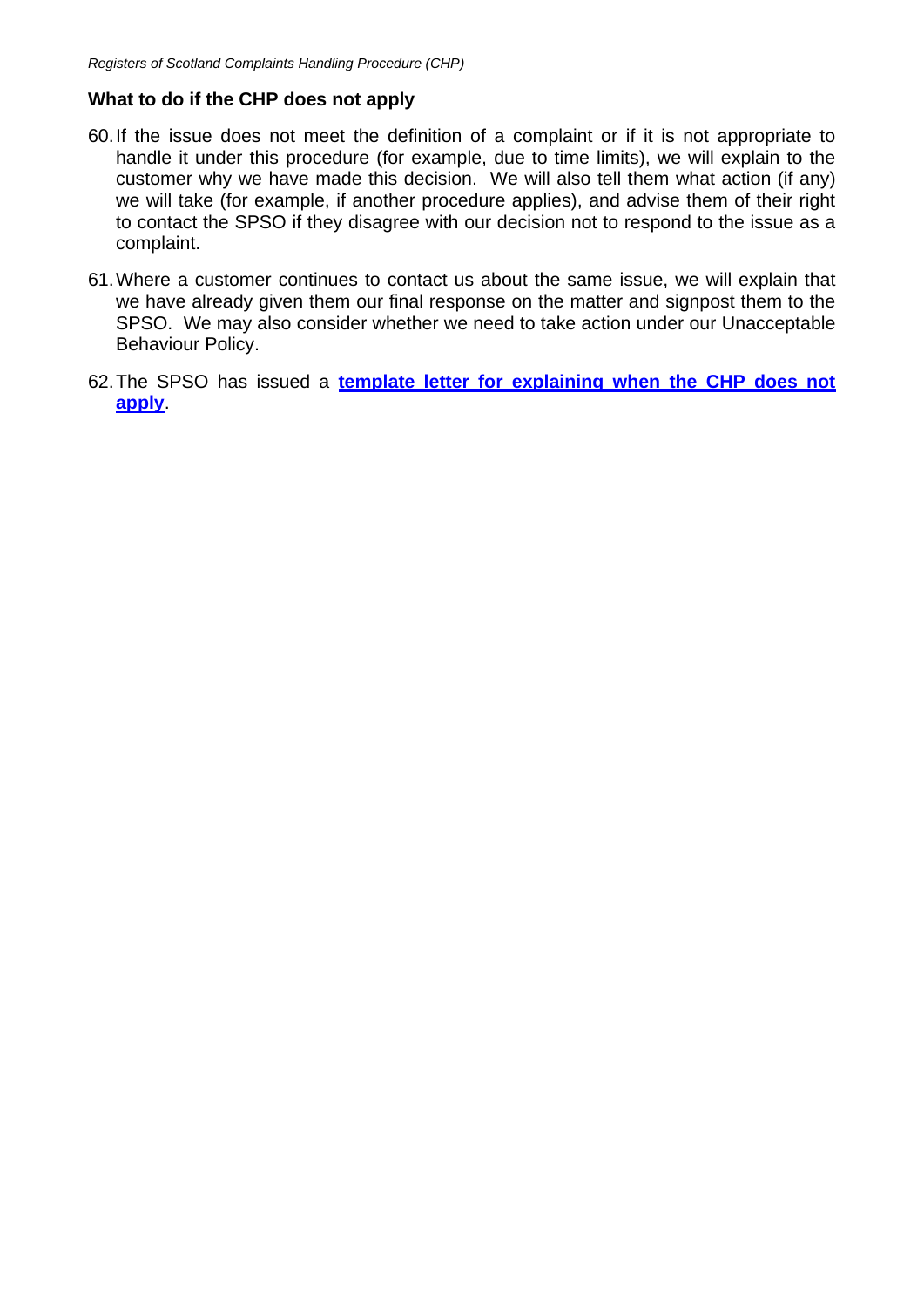### What to do if the CHP does not apply

60. If the issue does not meet the definition of a complaint or if it is not appropriate to handle it under this procedure (for example, due to time limits), we will explain to the customer why we have made this decision. We will also tell them what action (if any) we will take (for example, if another procedure applies), and advise them of their right to contact the SPSO if they disagree with our decision not to respond to the issue as a complaint.

61. Where a customer continues to contact us about the same issue, we will explain that we have already given them our final response on the matter and signpost them to the SPSO. We may also consider whether we need to take action under our Unacceptable Behaviour Policy.

62. The SPSO has issued a **template letter for explaining when the CHP does not apply**.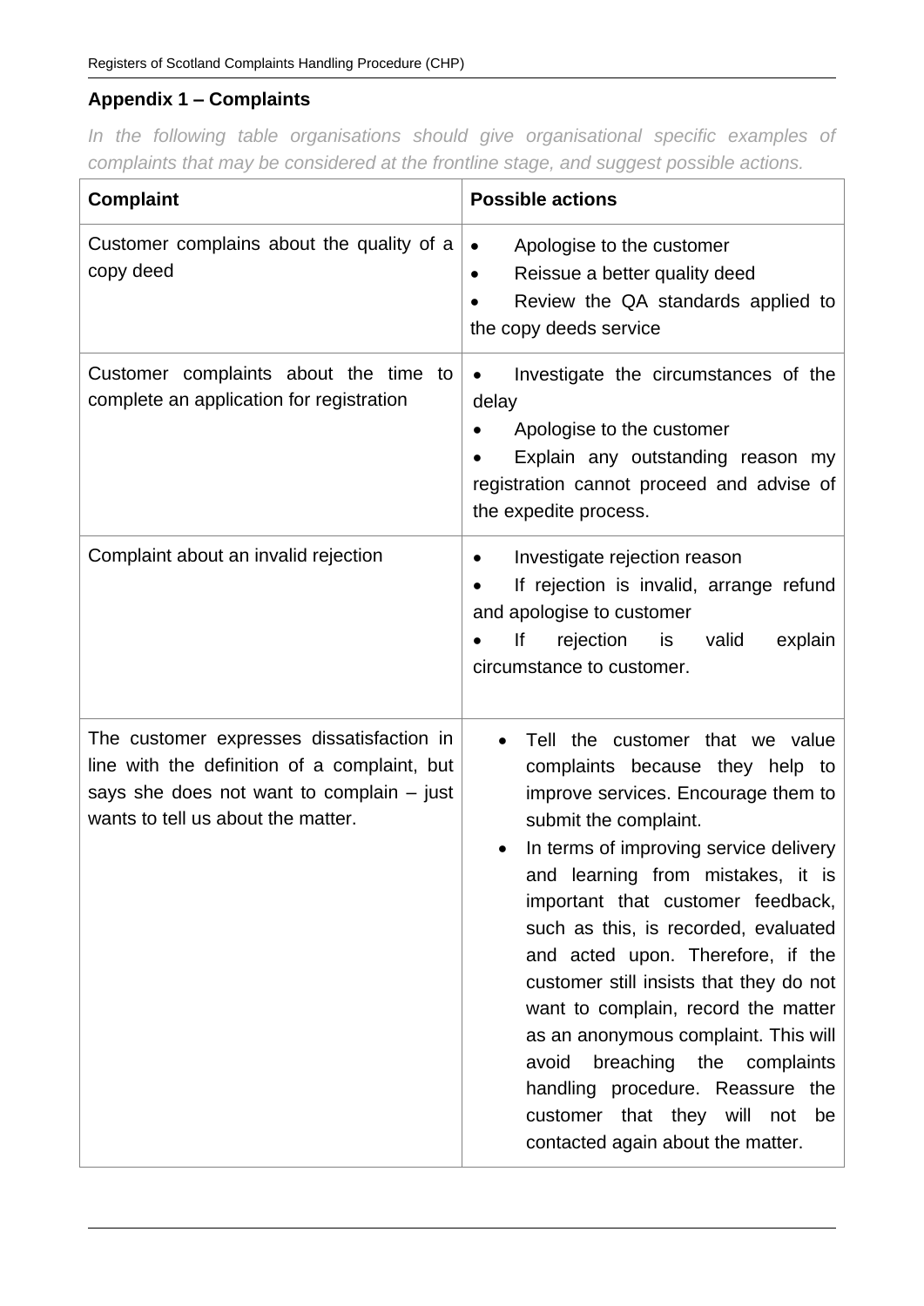## Appendix 1 – Complaints

*In the following table organisations should give organisational specific examples of complaints that may be considered at the frontline stage, and suggest possible actions.*

| Complaint | Possible actions |
| --- | --- |
| Customer complains about the quality of a copy deed | • Apologise to the customer<br>• Reissue a better quality deed<br>• Review the QA standards applied to the copy deeds service |
| Customer complaints about the time to complete an application for registration | • Investigate the circumstances of the delay<br>• Apologise to the customer<br>• Explain any outstanding reason my registration cannot proceed and advise of the expedite process. |
| Complaint about an invalid rejection | • Investigate rejection reason<br>• If rejection is invalid, arrange refund and apologise to customer<br>• If rejection is valid explain circumstance to customer. |
| The customer expresses dissatisfaction in line with the definition of a complaint, but says she does not want to complain – just wants to tell us about the matter. | • Tell the customer that we value complaints because they help to improve services. Encourage them to submit the complaint.<br>• In terms of improving service delivery and learning from mistakes, it is important that customer feedback, such as this, is recorded, evaluated and acted upon. Therefore, if the customer still insists that they do not want to complain, record the matter as an anonymous complaint. This will avoid breaching the complaints handling procedure. Reassure the customer that they will not be contacted again about the matter. |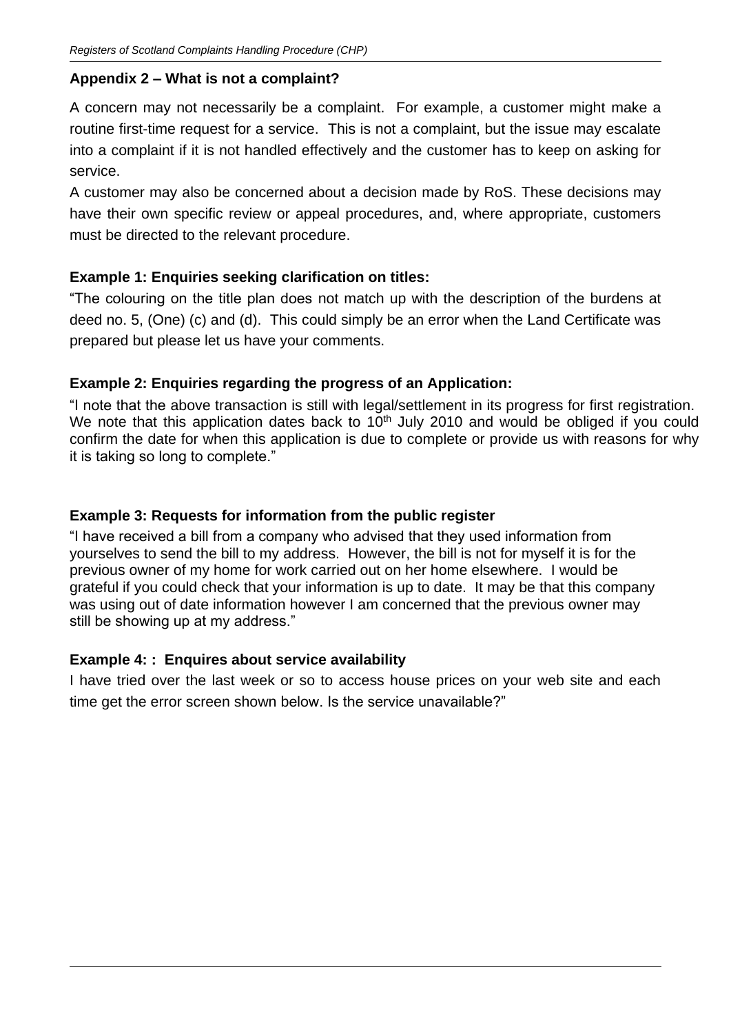## Appendix 2 – What is not a complaint?

A concern may not necessarily be a complaint. For example, a customer might make a routine first-time request for a service. This is not a complaint, but the issue may escalate into a complaint if it is not handled effectively and the customer has to keep on asking for service.

A customer may also be concerned about a decision made by RoS. These decisions may have their own specific review or appeal procedures, and, where appropriate, customers must be directed to the relevant procedure.

### Example 1: Enquiries seeking clarification on titles:

"The colouring on the title plan does not match up with the description of the burdens at deed no. 5, (One) (c) and (d). This could simply be an error when the Land Certificate was prepared but please let us have your comments.

### Example 2: Enquiries regarding the progress of an Application:

"I note that the above transaction is still with legal/settlement in its progress for first registration. We note that this application dates back to 10th July 2010 and would be obliged if you could confirm the date for when this application is due to complete or provide us with reasons for why it is taking so long to complete."

### Example 3: Requests for information from the public register

"I have received a bill from a company who advised that they used information from yourselves to send the bill to my address. However, the bill is not for myself it is for the previous owner of my home for work carried out on her home elsewhere. I would be grateful if you could check that your information is up to date. It may be that this company was using out of date information however I am concerned that the previous owner may still be showing up at my address."

### Example 4: : Enquires about service availability

I have tried over the last week or so to access house prices on your web site and each time get the error screen shown below. Is the service unavailable?"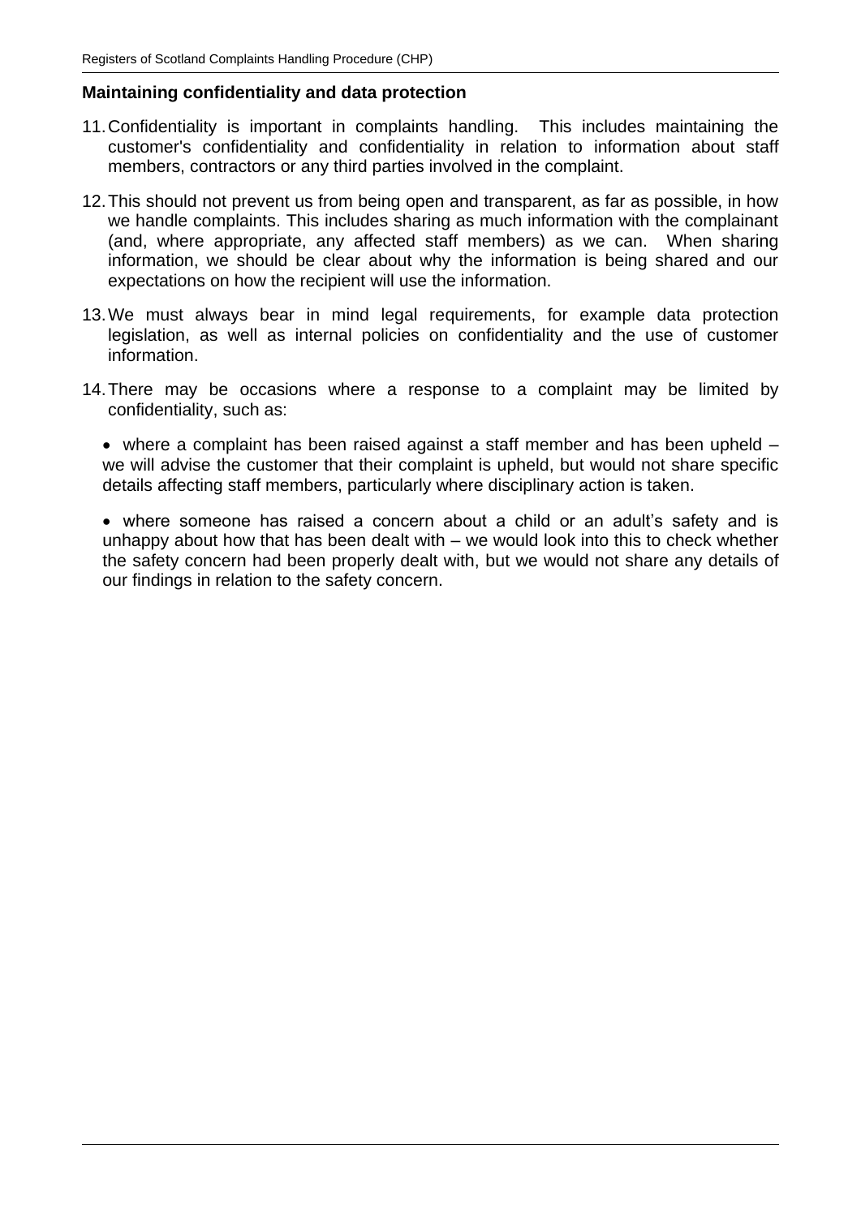## Maintaining confidentiality and data protection

11. Confidentiality is important in complaints handling. This includes maintaining the customer's confidentiality and confidentiality in relation to information about staff members, contractors or any third parties involved in the complaint.

12. This should not prevent us from being open and transparent, as far as possible, in how we handle complaints. This includes sharing as much information with the complainant (and, where appropriate, any affected staff members) as we can. When sharing information, we should be clear about why the information is being shared and our expectations on how the recipient will use the information.

13. We must always bear in mind legal requirements, for example data protection legislation, as well as internal policies on confidentiality and the use of customer information.

14. There may be occasions where a response to a complaint may be limited by confidentiality, such as:

- where a complaint has been raised against a staff member and has been upheld – we will advise the customer that their complaint is upheld, but would not share specific details affecting staff members, particularly where disciplinary action is taken.

- where someone has raised a concern about a child or an adult's safety and is unhappy about how that has been dealt with – we would look into this to check whether the safety concern had been properly dealt with, but we would not share any details of our findings in relation to the safety concern.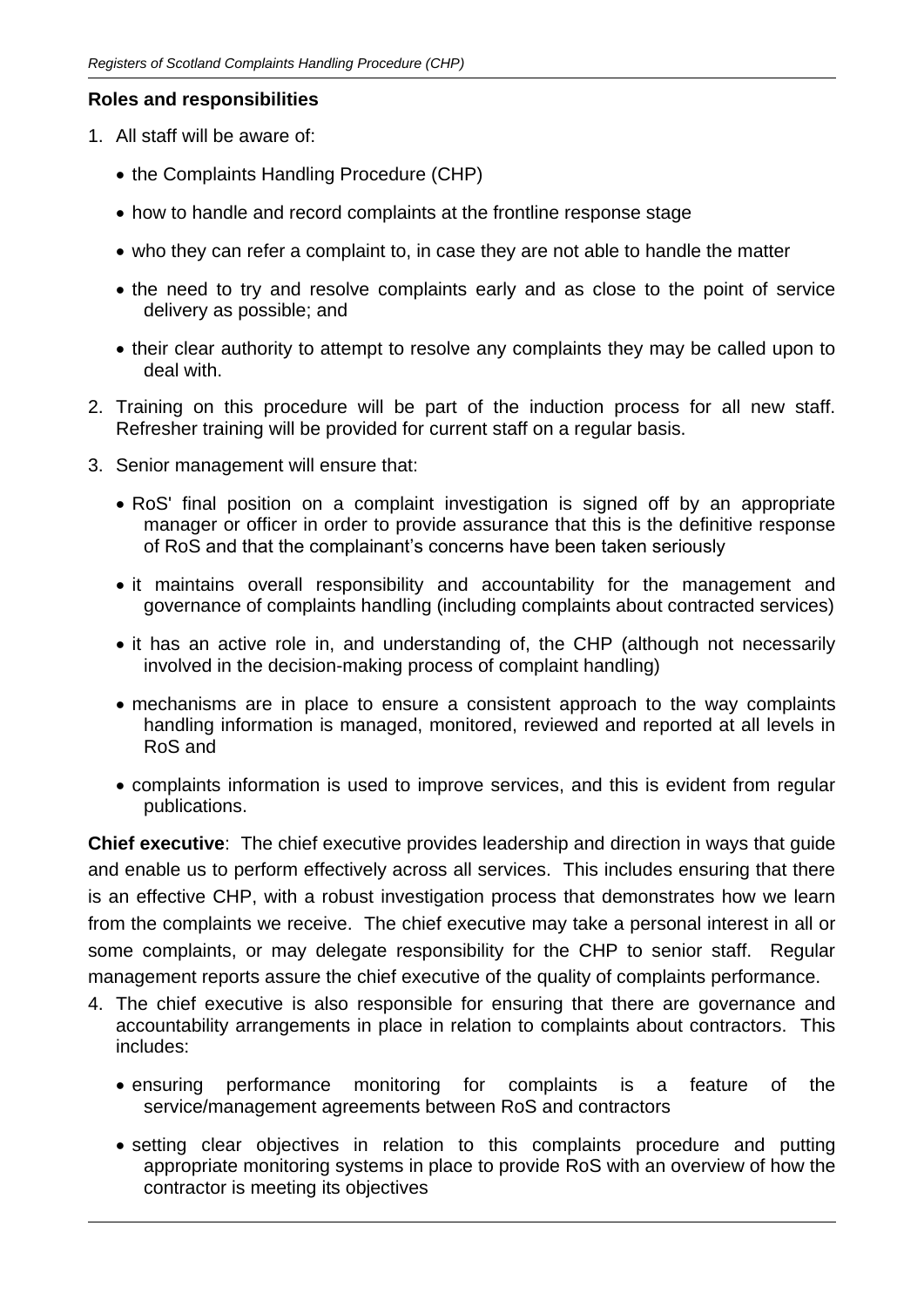**Roles and responsibilities**

1. All staff will be aware of:

   - the Complaints Handling Procedure (CHP)
   - how to handle and record complaints at the frontline response stage
   - who they can refer a complaint to, in case they are not able to handle the matter
   - the need to try and resolve complaints early and as close to the point of service delivery as possible; and
   - their clear authority to attempt to resolve any complaints they may be called upon to deal with.

2. Training on this procedure will be part of the induction process for all new staff. Refresher training will be provided for current staff on a regular basis.

3. Senior management will ensure that:

   - RoS' final position on a complaint investigation is signed off by an appropriate manager or officer in order to provide assurance that this is the definitive response of RoS and that the complainant's concerns have been taken seriously
   - it maintains overall responsibility and accountability for the management and governance of complaints handling (including complaints about contracted services)
   - it has an active role in, and understanding of, the CHP (although not necessarily involved in the decision-making process of complaint handling)
   - mechanisms are in place to ensure a consistent approach to the way complaints handling information is managed, monitored, reviewed and reported at all levels in RoS and
   - complaints information is used to improve services, and this is evident from regular publications.

**Chief executive**: The chief executive provides leadership and direction in ways that guide and enable us to perform effectively across all services. This includes ensuring that there is an effective CHP, with a robust investigation process that demonstrates how we learn from the complaints we receive. The chief executive may take a personal interest in all or some complaints, or may delegate responsibility for the CHP to senior staff. Regular management reports assure the chief executive of the quality of complaints performance.

4. The chief executive is also responsible for ensuring that there are governance and accountability arrangements in place in relation to complaints about contractors. This includes:

   - ensuring performance monitoring for complaints is a feature of the service/management agreements between RoS and contractors
   - setting clear objectives in relation to this complaints procedure and putting appropriate monitoring systems in place to provide RoS with an overview of how the contractor is meeting its objectives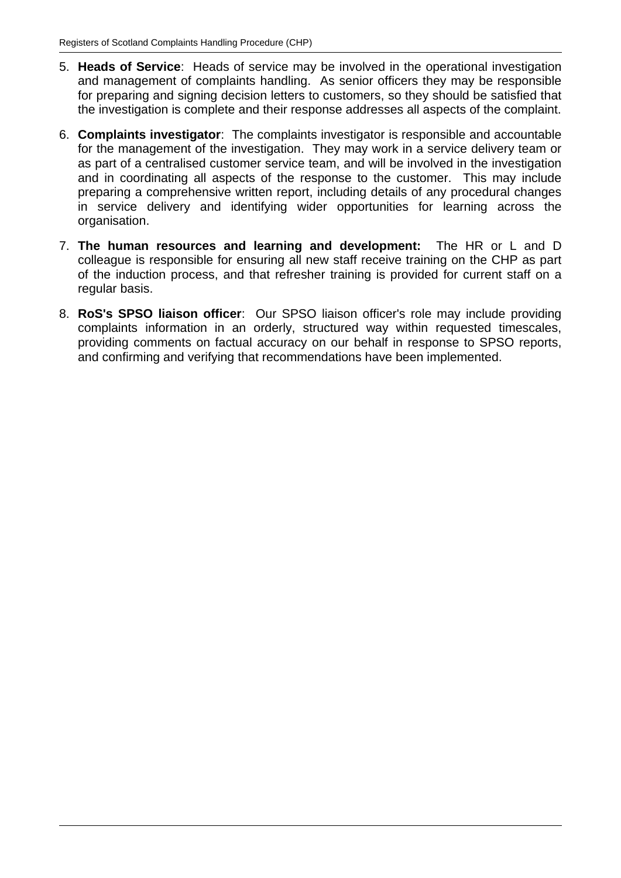5. **Heads of Service**: Heads of service may be involved in the operational investigation and management of complaints handling. As senior officers they may be responsible for preparing and signing decision letters to customers, so they should be satisfied that the investigation is complete and their response addresses all aspects of the complaint.

6. **Complaints investigator**: The complaints investigator is responsible and accountable for the management of the investigation. They may work in a service delivery team or as part of a centralised customer service team, and will be involved in the investigation and in coordinating all aspects of the response to the customer. This may include preparing a comprehensive written report, including details of any procedural changes in service delivery and identifying wider opportunities for learning across the organisation.

7. **The human resources and learning and development:** The HR or L and D colleague is responsible for ensuring all new staff receive training on the CHP as part of the induction process, and that refresher training is provided for current staff on a regular basis.

8. **RoS's SPSO liaison officer**: Our SPSO liaison officer's role may include providing complaints information in an orderly, structured way within requested timescales, providing comments on factual accuracy on our behalf in response to SPSO reports, and confirming and verifying that recommendations have been implemented.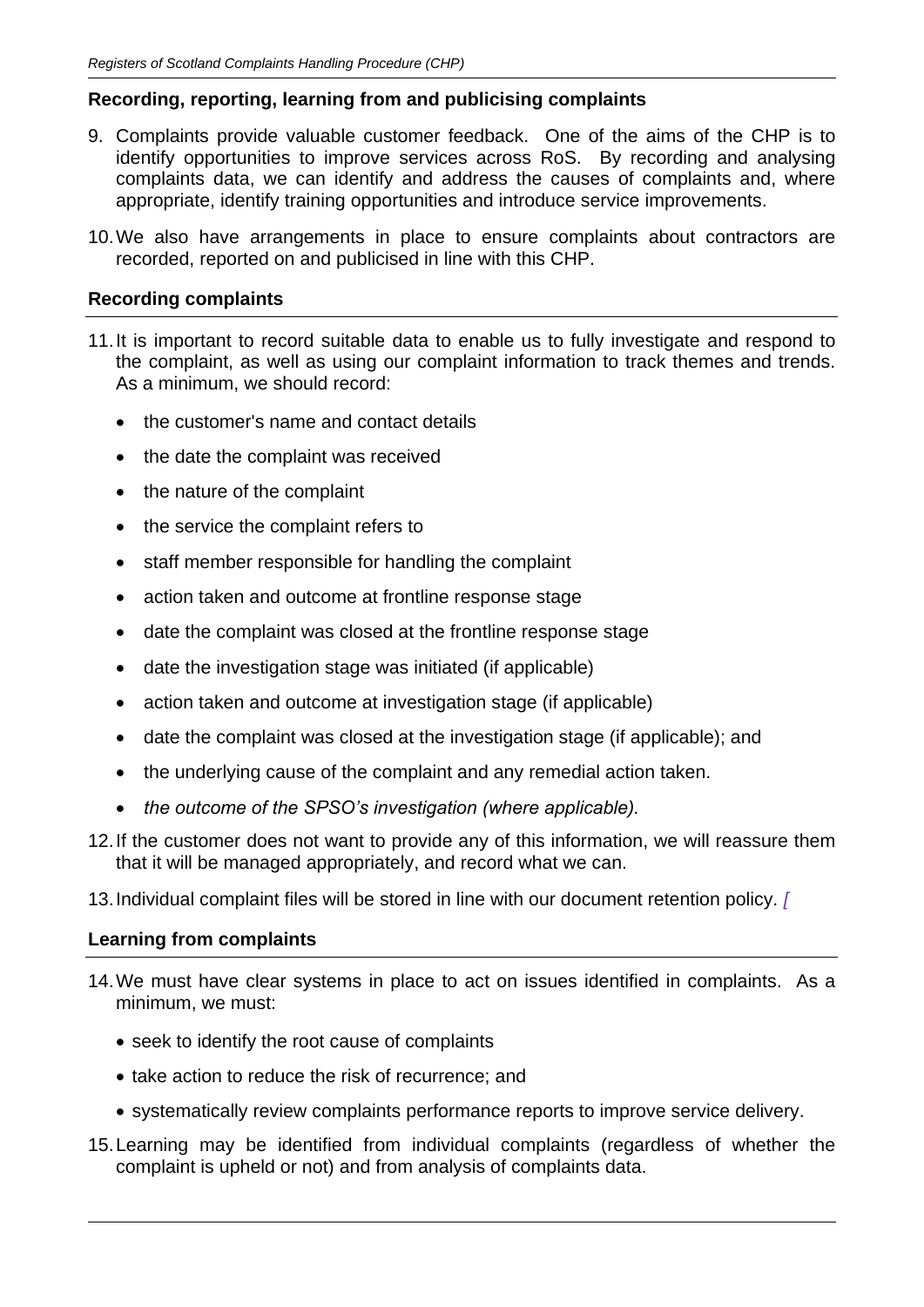### Recording, reporting, learning from and publicising complaints

9. Complaints provide valuable customer feedback. One of the aims of the CHP is to identify opportunities to improve services across RoS. By recording and analysing complaints data, we can identify and address the causes of complaints and, where appropriate, identify training opportunities and introduce service improvements.

10. We also have arrangements in place to ensure complaints about contractors are recorded, reported on and publicised in line with this CHP.

### Recording complaints

11. It is important to record suitable data to enable us to fully investigate and respond to the complaint, as well as using our complaint information to track themes and trends. As a minimum, we should record:

    - the customer's name and contact details
    - the date the complaint was received
    - the nature of the complaint
    - the service the complaint refers to
    - staff member responsible for handling the complaint
    - action taken and outcome at frontline response stage
    - date the complaint was closed at the frontline response stage
    - date the investigation stage was initiated (if applicable)
    - action taken and outcome at investigation stage (if applicable)
    - date the complaint was closed at the investigation stage (if applicable); and
    - the underlying cause of the complaint and any remedial action taken.
    - *the outcome of the SPSO's investigation (where applicable).*

12. If the customer does not want to provide any of this information, we will reassure them that it will be managed appropriately, and record what we can.

13. Individual complaint files will be stored in line with our document retention policy. *[*

### Learning from complaints

14. We must have clear systems in place to act on issues identified in complaints. As a minimum, we must:

    - seek to identify the root cause of complaints
    - take action to reduce the risk of recurrence; and
    - systematically review complaints performance reports to improve service delivery.

15. Learning may be identified from individual complaints (regardless of whether the complaint is upheld or not) and from analysis of complaints data.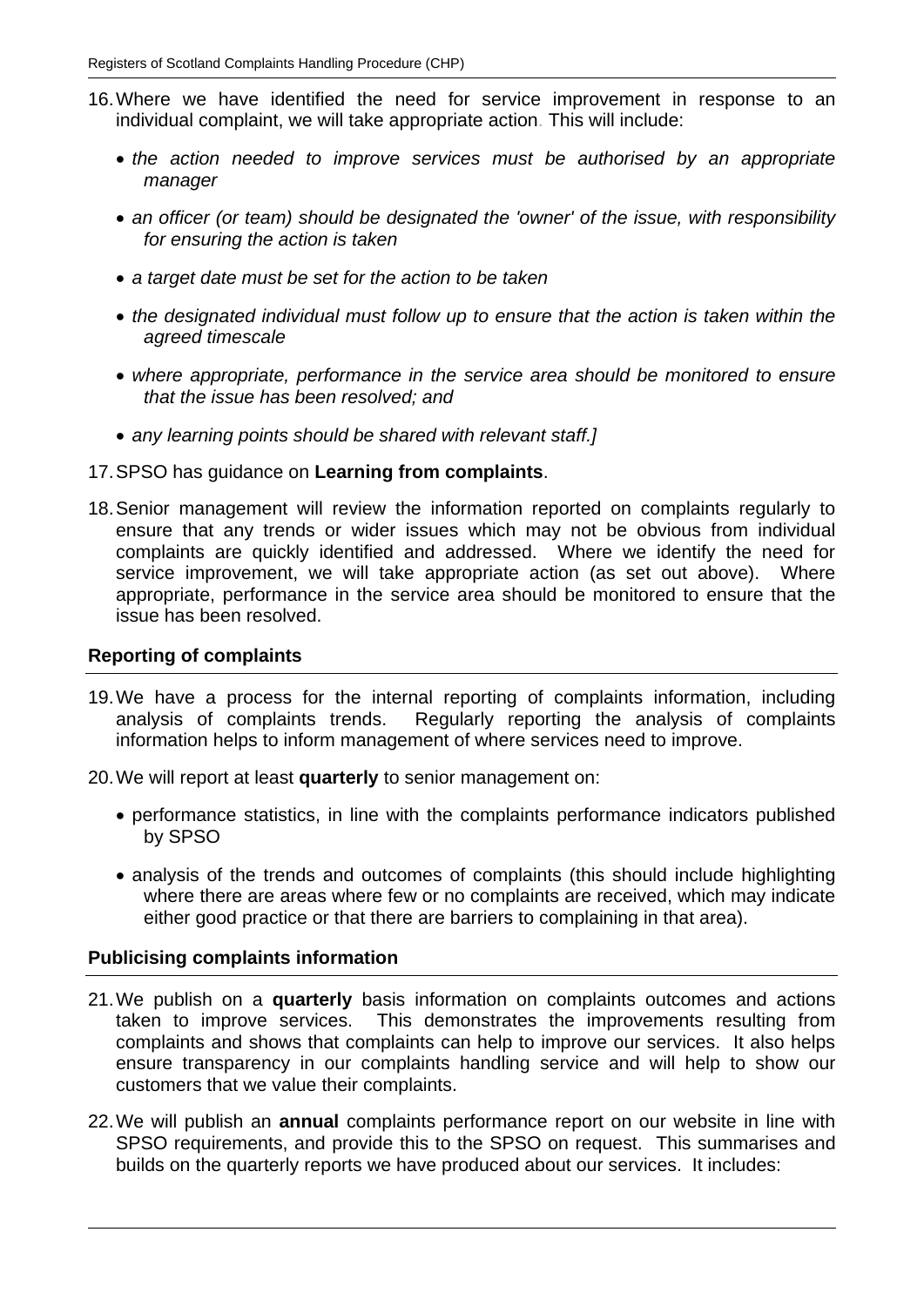16. Where we have identified the need for service improvement in response to an individual complaint, we will take appropriate action. This will include:

   - *the action needed to improve services must be authorised by an appropriate manager*
   - *an officer (or team) should be designated the 'owner' of the issue, with responsibility for ensuring the action is taken*
   - *a target date must be set for the action to be taken*
   - *the designated individual must follow up to ensure that the action is taken within the agreed timescale*
   - *where appropriate, performance in the service area should be monitored to ensure that the issue has been resolved; and*
   - *any learning points should be shared with relevant staff.]*

17. SPSO has guidance on **Learning from complaints**.

18. Senior management will review the information reported on complaints regularly to ensure that any trends or wider issues which may not be obvious from individual complaints are quickly identified and addressed. Where we identify the need for service improvement, we will take appropriate action (as set out above). Where appropriate, performance in the service area should be monitored to ensure that the issue has been resolved.

**Reporting of complaints**

19. We have a process for the internal reporting of complaints information, including analysis of complaints trends. Regularly reporting the analysis of complaints information helps to inform management of where services need to improve.

20. We will report at least **quarterly** to senior management on:

   - performance statistics, in line with the complaints performance indicators published by SPSO
   - analysis of the trends and outcomes of complaints (this should include highlighting where there are areas where few or no complaints are received, which may indicate either good practice or that there are barriers to complaining in that area).

**Publicising complaints information**

21. We publish on a **quarterly** basis information on complaints outcomes and actions taken to improve services. This demonstrates the improvements resulting from complaints and shows that complaints can help to improve our services. It also helps ensure transparency in our complaints handling service and will help to show our customers that we value their complaints.

22. We will publish an **annual** complaints performance report on our website in line with SPSO requirements, and provide this to the SPSO on request. This summarises and builds on the quarterly reports we have produced about our services. It includes: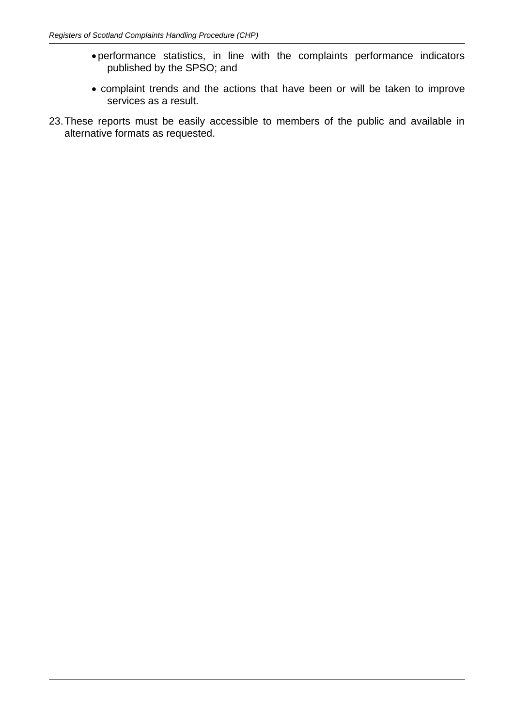- performance statistics, in line with the complaints performance indicators published by the SPSO; and
- complaint trends and the actions that have been or will be taken to improve services as a result.

23. These reports must be easily accessible to members of the public and available in alternative formats as requested.